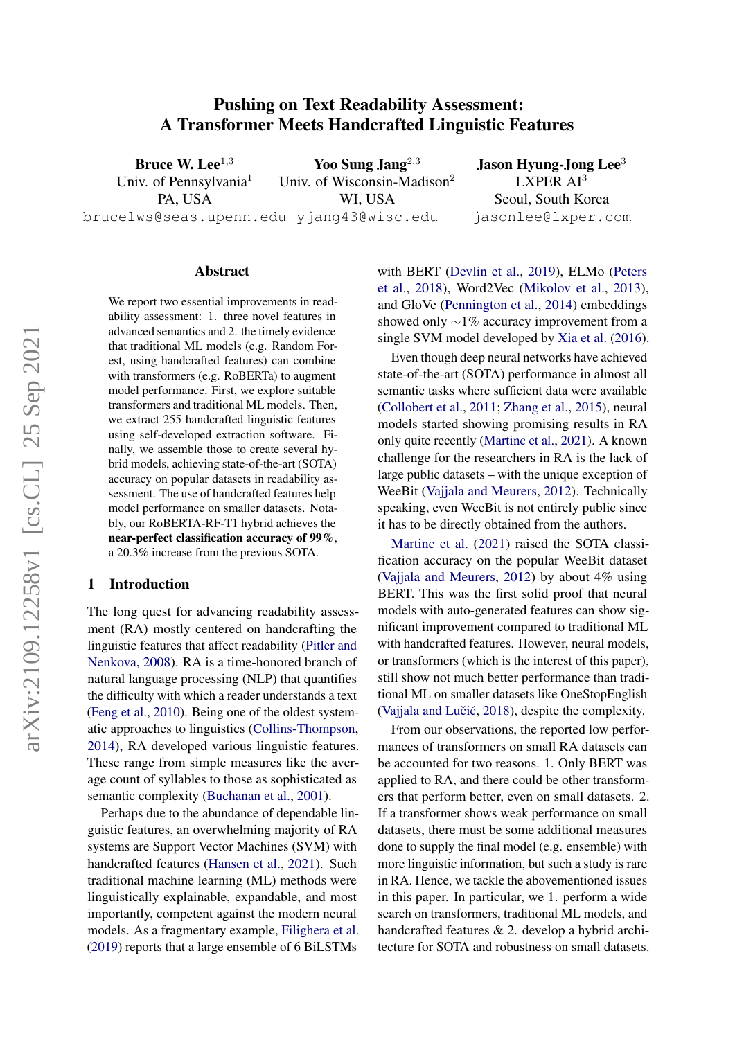# Pushing on Text Readability Assessment: A Transformer Meets Handcrafted Linguistic Features

**Bruce W. Lee**[1,3]
Univ. of Pennsylvania[1]
PA, USA
brucelws@seas.upenn.edu

**Yoo Sung Jang**[2,3]
Univ. of Wisconsin-Madison[2]
WI, USA
yjang43@wisc.edu

**Jason Hyung-Jong Lee**[3]
LXPER AI[3]
Seoul, South Korea
jasonlee@lxper.com

## Abstract

We report two essential improvements in readability assessment: 1. three novel features in advanced semantics and 2. the timely evidence that traditional ML models (e.g. Random Forest, using handcrafted features) can combine with transformers (e.g. RoBERTa) to augment model performance. First, we explore suitable transformers and traditional ML models. Then, we extract 255 handcrafted linguistic features using self-developed extraction software. Finally, we assemble those to create several hybrid models, achieving state-of-the-art (SOTA) accuracy on popular datasets in readability assessment. The use of handcrafted features help model performance on smaller datasets. Notably, our RoBERTA-RF-T1 hybrid achieves the **near-perfect classification accuracy of 99%**, a 20.3% increase from the previous SOTA.

## 1 Introduction

The long quest for advancing readability assessment (RA) mostly centered on handcrafting the linguistic features that affect readability (Pitler and Nenkova, 2008). RA is a time-honored branch of natural language processing (NLP) that quantifies the difficulty with which a reader understands a text (Feng et al., 2010). Being one of the oldest systematic approaches to linguistics (Collins-Thompson, 2014), RA developed various linguistic features. These range from simple measures like the average count of syllables to those as sophisticated as semantic complexity (Buchanan et al., 2001).

Perhaps due to the abundance of dependable linguistic features, an overwhelming majority of RA systems are Support Vector Machines (SVM) with handcrafted features (Hansen et al., 2021). Such traditional machine learning (ML) methods were linguistically explainable, expandable, and most importantly, competent against the modern neural models. As a fragmentary example, Filighera et al. (2019) reports that a large ensemble of 6 BiLSTMs with BERT (Devlin et al., 2019), ELMo (Peters et al., 2018), Word2Vec (Mikolov et al., 2013), and GloVe (Pennington et al., 2014) embeddings showed only ∼1% accuracy improvement from a single SVM model developed by Xia et al. (2016).

Even though deep neural networks have achieved state-of-the-art (SOTA) performance in almost all semantic tasks where sufficient data were available (Collobert et al., 2011; Zhang et al., 2015), neural models started showing promising results in RA only quite recently (Martinc et al., 2021). A known challenge for the researchers in RA is the lack of large public datasets – with the unique exception of WeeBit (Vajjala and Meurers, 2012). Technically speaking, even WeeBit is not entirely public since it has to be directly obtained from the authors.

Martinc et al. (2021) raised the SOTA classification accuracy on the popular WeeBit dataset (Vajjala and Meurers, 2012) by about 4% using BERT. This was the first solid proof that neural models with auto-generated features can show significant improvement compared to traditional ML with handcrafted features. However, neural models, or transformers (which is the interest of this paper), still show not much better performance than traditional ML on smaller datasets like OneStopEnglish (Vajjala and Lučić, 2018), despite the complexity.

From our observations, the reported low performances of transformers on small RA datasets can be accounted for two reasons. 1. Only BERT was applied to RA, and there could be other transformers that perform better, even on small datasets. 2. If a transformer shows weak performance on small datasets, there must be some additional measures done to supply the final model (e.g. ensemble) with more linguistic information, but such a study is rare in RA. Hence, we tackle the abovementioned issues in this paper. In particular, we 1. perform a wide search on transformers, traditional ML models, and handcrafted features & 2. develop a hybrid architecture for SOTA and robustness on small datasets.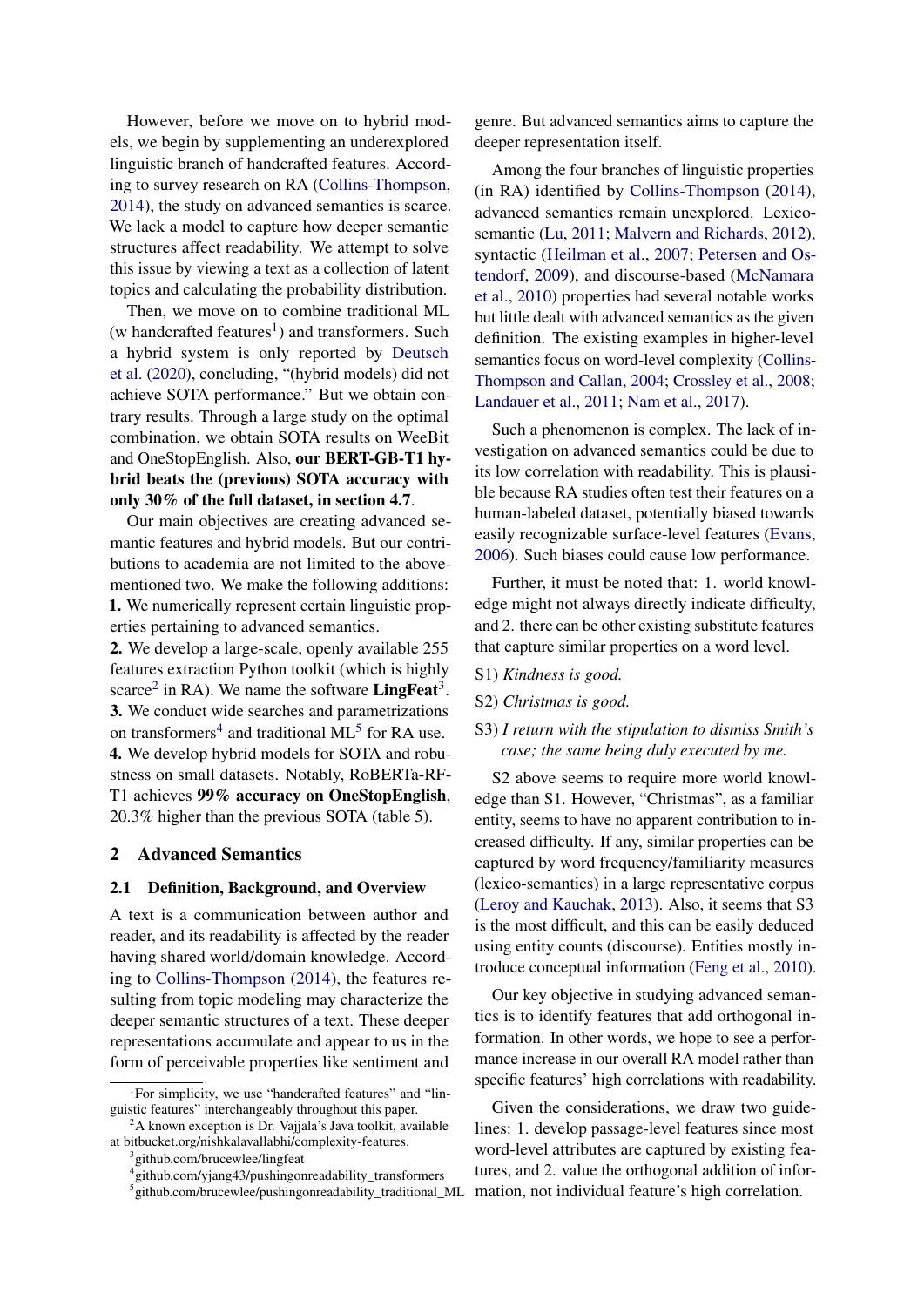However, before we move on to hybrid models, we begin by supplementing an underexplored linguistic branch of handcrafted features. According to survey research on RA (Collins-Thompson, 2014), the study on advanced semantics is scarce. We lack a model to capture how deeper semantic structures affect readability. We attempt to solve this issue by viewing a text as a collection of latent topics and calculating the probability distribution.

Then, we move on to combine traditional ML (w handcrafted features[1]) and transformers. Such a hybrid system is only reported by Deutsch et al. (2020), concluding, "(hybrid models) did not achieve SOTA performance." But we obtain contrary results. Through a large study on the optimal combination, we obtain SOTA results on WeeBit and OneStopEnglish. Also, **our BERT-GB-T1 hybrid beats the (previous) SOTA accuracy with only 30% of the full dataset, in section 4.7**.

Our main objectives are creating advanced semantic features and hybrid models. But our contributions to academia are not limited to the above-mentioned two. We make the following additions:
**1.** We numerically represent certain linguistic properties pertaining to advanced semantics.
**2.** We develop a large-scale, openly available 255 features extraction Python toolkit (which is highly scarce[2] in RA). We name the software **LingFeat**[3].
**3.** We conduct wide searches and parametrizations on transformers[4] and traditional ML[5] for RA use.
**4.** We develop hybrid models for SOTA and robustness on small datasets. Notably, RoBERTa-RF-T1 achieves **99% accuracy on OneStopEnglish**, 20.3% higher than the previous SOTA (table 5).

## 2 Advanced Semantics

### 2.1 Definition, Background, and Overview

A text is a communication between author and reader, and its readability is affected by the reader having shared world/domain knowledge. According to Collins-Thompson (2014), the features resulting from topic modeling may characterize the deeper semantic structures of a text. These deeper representations accumulate and appear to us in the form of perceivable properties like sentiment and genre. But advanced semantics aims to capture the deeper representation itself.

Among the four branches of linguistic properties (in RA) identified by Collins-Thompson (2014), advanced semantics remain unexplored. Lexico-semantic (Lu, 2011; Malvern and Richards, 2012), syntactic (Heilman et al., 2007; Petersen and Ostendorf, 2009), and discourse-based (McNamara et al., 2010) properties had several notable works but little dealt with advanced semantics as the given definition. The existing examples in higher-level semantics focus on word-level complexity (Collins-Thompson and Callan, 2004; Crossley et al., 2008; Landauer et al., 2011; Nam et al., 2017).

Such a phenomenon is complex. The lack of investigation on advanced semantics could be due to its low correlation with readability. This is plausible because RA studies often test their features on a human-labeled dataset, potentially biased towards easily recognizable surface-level features (Evans, 2006). Such biases could cause low performance.

Further, it must be noted that: 1. world knowledge might not always directly indicate difficulty, and 2. there can be other existing substitute features that capture similar properties on a word level.

S1) *Kindness is good.*

S2) *Christmas is good.*

S3) *I return with the stipulation to dismiss Smith's case; the same being duly executed by me.*

S2 above seems to require more world knowledge than S1. However, "Christmas", as a familiar entity, seems to have no apparent contribution to increased difficulty. If any, similar properties can be captured by word frequency/familiarity measures (lexico-semantics) in a large representative corpus (Leroy and Kauchak, 2013). Also, it seems that S3 is the most difficult, and this can be easily deduced using entity counts (discourse). Entities mostly introduce conceptual information (Feng et al., 2010).

Our key objective in studying advanced semantics is to identify features that add orthogonal information. In other words, we hope to see a performance increase in our overall RA model rather than specific features' high correlations with readability.

Given the considerations, we draw two guidelines: 1. develop passage-level features since most word-level attributes are captured by existing features, and 2. value the orthogonal addition of information, not individual feature's high correlation.

[1]For simplicity, we use "handcrafted features" and "linguistic features" interchangeably throughout this paper.
[2]A known exception is Dr. Vajjala's Java toolkit, available at bitbucket.org/nishkalavallabhi/complexity-features.
[3]github.com/brucewlee/lingfeat
[4]github.com/yjang43/pushingonreadability_transformers
[5]github.com/brucewlee/pushingonreadability_traditional_ML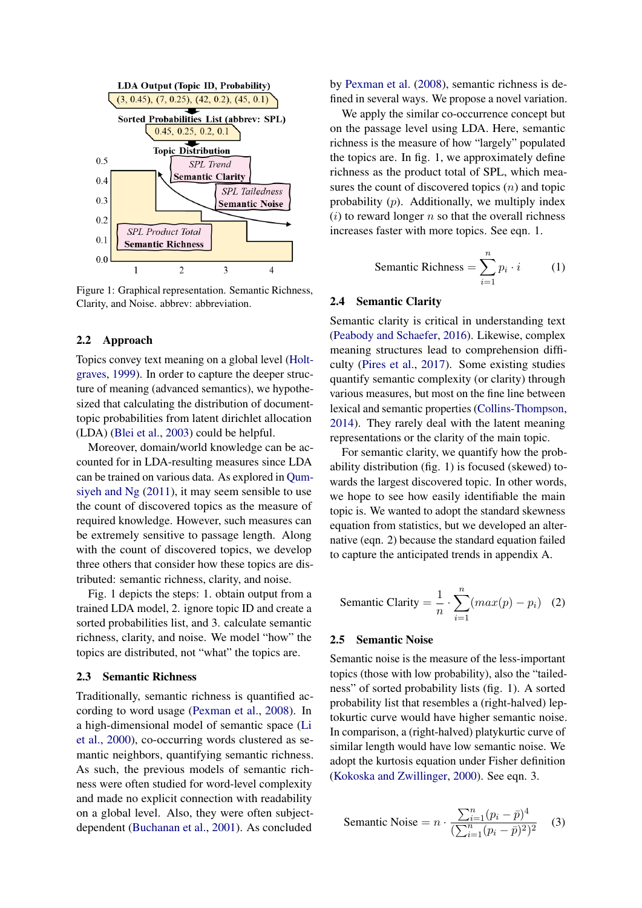LDA Output (Topic ID, Probability)
(3, 0.45), (7, 0.25), (42, 0.2), (45, 0.1)

Sorted Probabilities List (abbrev: SPL)
0.45, 0.25, 0.2, 0.1

Topic Distribution

*SPL Trend* **Semantic Clarity**

*SPL Tailedness* **Semantic Noise**

*SPL Product Total* **Semantic Richness**

Figure 1: Graphical representation. Semantic Richness, Clarity, and Noise. abbrev: abbreviation.

### 2.2 Approach

Topics convey text meaning on a global level (Holtgraves, 1999). In order to capture the deeper structure of meaning (advanced semantics), we hypothesized that calculating the distribution of document-topic probabilities from latent dirichlet allocation (LDA) (Blei et al., 2003) could be helpful.

Moreover, domain/world knowledge can be accounted for in LDA-resulting measures since LDA can be trained on various data. As explored in Qumsiyeh and Ng (2011), it may seem sensible to use the count of discovered topics as the measure of required knowledge. However, such measures can be extremely sensitive to passage length. Along with the count of discovered topics, we develop three others that consider how these topics are distributed: semantic richness, clarity, and noise.

Fig. 1 depicts the steps: 1. obtain output from a trained LDA model, 2. ignore topic ID and create a sorted probabilities list, and 3. calculate semantic richness, clarity, and noise. We model "how" the topics are distributed, not "what" the topics are.

### 2.3 Semantic Richness

Traditionally, semantic richness is quantified according to word usage (Pexman et al., 2008). In a high-dimensional model of semantic space (Li et al., 2000), co-occurring words clustered as semantic neighbors, quantifying semantic richness. As such, the previous models of semantic richness were often studied for word-level complexity and made no explicit connection with readability on a global level. Also, they were often subject-dependent (Buchanan et al., 2001). As concluded by Pexman et al. (2008), semantic richness is defined in several ways. We propose a novel variation.

We apply the similar co-occurrence concept but on the passage level using LDA. Here, semantic richness is the measure of how "largely" populated the topics are. In fig. 1, we approximately define richness as the product total of SPL, which measures the count of discovered topics ($n$) and topic probability ($p$). Additionally, we multiply index ($i$) to reward longer $n$ so that the overall richness increases faster with more topics. See eqn. 1.

$$\text{Semantic Richness} = \sum_{i=1}^{n} p_i \cdot i \tag{1}$$

### 2.4 Semantic Clarity

Semantic clarity is critical in understanding text (Peabody and Schaefer, 2016). Likewise, complex meaning structures lead to comprehension difficulty (Pires et al., 2017). Some existing studies quantify semantic complexity (or clarity) through various measures, but most on the fine line between lexical and semantic properties (Collins-Thompson, 2014). They rarely deal with the latent meaning representations or the clarity of the main topic.

For semantic clarity, we quantify how the probability distribution (fig. 1) is focused (skewed) towards the largest discovered topic. In other words, we hope to see how easily identifiable the main topic is. We wanted to adopt the standard skewness equation from statistics, but we developed an alternative (eqn. 2) because the standard equation failed to capture the anticipated trends in appendix A.

$$\text{Semantic Clarity} = \frac{1}{n} \cdot \sum_{i=1}^{n} (max(p) - p_i) \tag{2}$$

### 2.5 Semantic Noise

Semantic noise is the measure of the less-important topics (those with low probability), also the "tailedness" of sorted probability lists (fig. 1). A sorted probability list that resembles a (right-halved) leptokurtic curve would have higher semantic noise. In comparison, a (right-halved) platykurtic curve of similar length would have low semantic noise. We adopt the kurtosis equation under Fisher definition (Kokoska and Zwillinger, 2000). See eqn. 3.

$$\text{Semantic Noise} = n \cdot \frac{\sum_{i=1}^{n} (p_i - \bar{p})^4}{(\sum_{i=1}^{n} (p_i - \bar{p})^2)^2} \tag{3}$$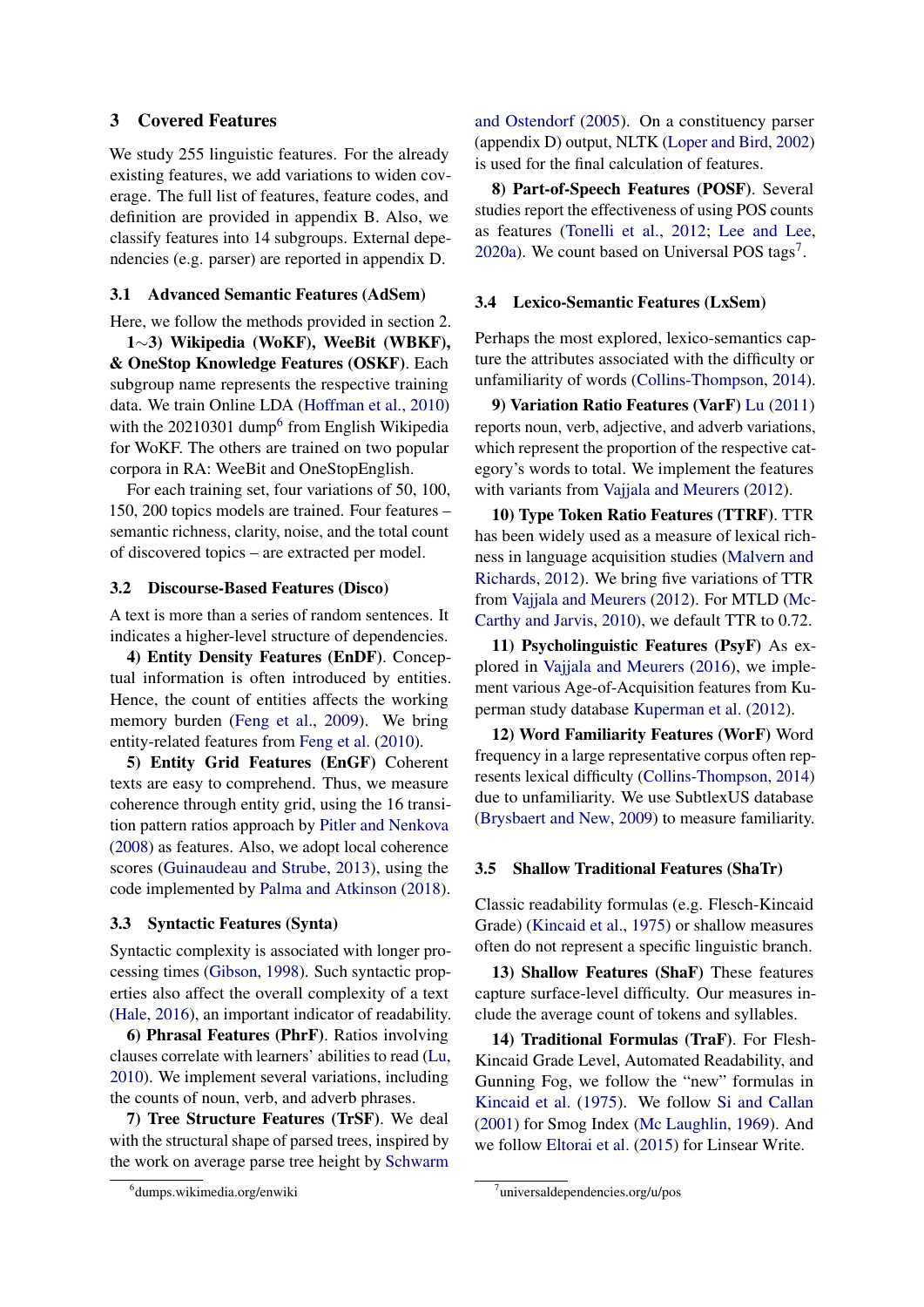## 3 Covered Features

We study 255 linguistic features. For the already existing features, we add variations to widen coverage. The full list of features, feature codes, and definition are provided in appendix B. Also, we classify features into 14 subgroups. External dependencies (e.g. parser) are reported in appendix D.

### 3.1 Advanced Semantic Features (AdSem)

Here, we follow the methods provided in section 2.

**1∼3) Wikipedia (WoKF), WeeBit (WBKF), & OneStop Knowledge Features (OSKF)**. Each subgroup name represents the respective training data. We train Online LDA (Hoffman et al., 2010) with the 20210301 dump[6] from English Wikipedia for WoKF. The others are trained on two popular corpora in RA: WeeBit and OneStopEnglish.

For each training set, four variations of 50, 100, 150, 200 topics models are trained. Four features – semantic richness, clarity, noise, and the total count of discovered topics – are extracted per model.

### 3.2 Discourse-Based Features (Disco)

A text is more than a series of random sentences. It indicates a higher-level structure of dependencies.

**4) Entity Density Features (EnDF)**. Conceptual information is often introduced by entities. Hence, the count of entities affects the working memory burden (Feng et al., 2009). We bring entity-related features from Feng et al. (2010).

**5) Entity Grid Features (EnGF)** Coherent texts are easy to comprehend. Thus, we measure coherence through entity grid, using the 16 transition pattern ratios approach by Pitler and Nenkova (2008) as features. Also, we adopt local coherence scores (Guinaudeau and Strube, 2013), using the code implemented by Palma and Atkinson (2018).

### 3.3 Syntactic Features (Synta)

Syntactic complexity is associated with longer processing times (Gibson, 1998). Such syntactic properties also affect the overall complexity of a text (Hale, 2016), an important indicator of readability.

**6) Phrasal Features (PhrF)**. Ratios involving clauses correlate with learners' abilities to read (Lu, 2010). We implement several variations, including the counts of noun, verb, and adverb phrases.

**7) Tree Structure Features (TrSF)**. We deal with the structural shape of parsed trees, inspired by the work on average parse tree height by Schwarm and Ostendorf (2005). On a constituency parser (appendix D) output, NLTK (Loper and Bird, 2002) is used for the final calculation of features.

**8) Part-of-Speech Features (POSF)**. Several studies report the effectiveness of using POS counts as features (Tonelli et al., 2012; Lee and Lee, 2020a). We count based on Universal POS tags[7].

### 3.4 Lexico-Semantic Features (LxSem)

Perhaps the most explored, lexico-semantics capture the attributes associated with the difficulty or unfamiliarity of words (Collins-Thompson, 2014).

**9) Variation Ratio Features (VarF)** Lu (2011) reports noun, verb, adjective, and adverb variations, which represent the proportion of the respective category's words to total. We implement the features with variants from Vajjala and Meurers (2012).

**10) Type Token Ratio Features (TTRF)**. TTR has been widely used as a measure of lexical richness in language acquisition studies (Malvern and Richards, 2012). We bring five variations of TTR from Vajjala and Meurers (2012). For MTLD (McCarthy and Jarvis, 2010), we default TTR to 0.72.

**11) Psycholinguistic Features (PsyF)** As explored in Vajjala and Meurers (2016), we implement various Age-of-Acquisition features from Kuperman study database Kuperman et al. (2012).

**12) Word Familiarity Features (WorF)** Word frequency in a large representative corpus often represents lexical difficulty (Collins-Thompson, 2014) due to unfamiliarity. We use SubtlexUS database (Brysbaert and New, 2009) to measure familiarity.

### 3.5 Shallow Traditional Features (ShaTr)

Classic readability formulas (e.g. Flesch-Kincaid Grade) (Kincaid et al., 1975) or shallow measures often do not represent a specific linguistic branch.

**13) Shallow Features (ShaF)** These features capture surface-level difficulty. Our measures include the average count of tokens and syllables.

**14) Traditional Formulas (TraF)**. For Flesch-Kincaid Grade Level, Automated Readability, and Gunning Fog, we follow the "new" formulas in Kincaid et al. (1975). We follow Si and Callan (2001) for Smog Index (Mc Laughlin, 1969). And we follow Eltorai et al. (2015) for Linsear Write.

[6] dumps.wikimedia.org/enwiki

[7] universaldependencies.org/u/pos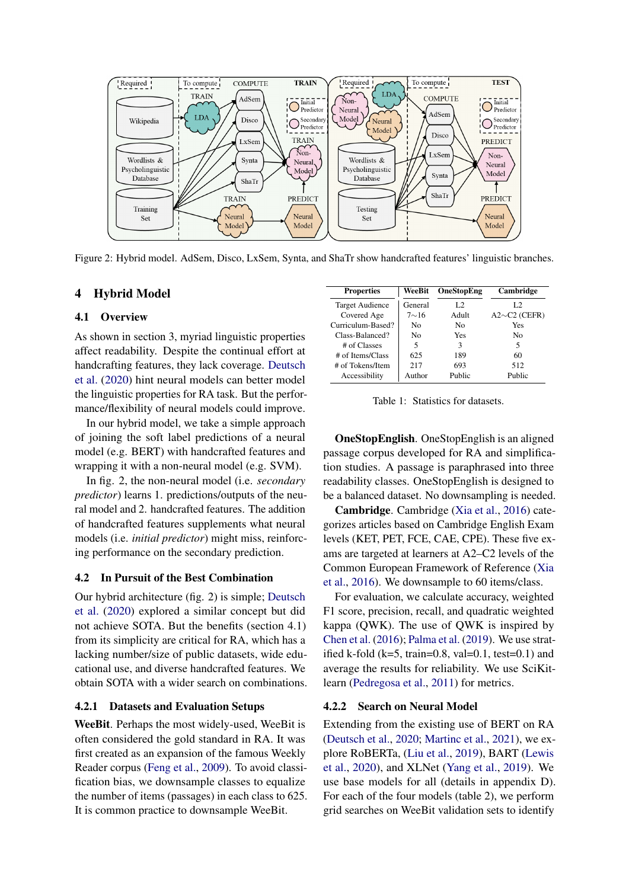Figure 2: Hybrid model. AdSem, Disco, LxSem, Synta, and ShaTr show handcrafted features' linguistic branches.

## 4 Hybrid Model

### 4.1 Overview

As shown in section 3, myriad linguistic properties affect readability. Despite the continual effort at handcrafting features, they lack coverage. Deutsch et al. (2020) hint neural models can better model the linguistic properties for RA task. But the performance/flexibility of neural models could improve.

In our hybrid model, we take a simple approach of joining the soft label predictions of a neural model (e.g. BERT) with handcrafted features and wrapping it with a non-neural model (e.g. SVM).

In fig. 2, the non-neural model (i.e. *secondary predictor*) learns 1. predictions/outputs of the neural model and 2. handcrafted features. The addition of handcrafted features supplements what neural models (i.e. *initial predictor*) might miss, reinforcing performance on the secondary prediction.

### 4.2 In Pursuit of the Best Combination

Our hybrid architecture (fig. 2) is simple; Deutsch et al. (2020) explored a similar concept but did not achieve SOTA. But the benefits (section 4.1) from its simplicity are critical for RA, which has a lacking number/size of public datasets, wide educational use, and diverse handcrafted features. We obtain SOTA with a wider search on combinations.

#### 4.2.1 Datasets and Evaluation Setups

**WeeBit**. Perhaps the most widely-used, WeeBit is often considered the gold standard in RA. It was first created as an expansion of the famous Weekly Reader corpus (Feng et al., 2009). To avoid classification bias, we downsample classes to equalize the number of items (passages) in each class to 625. It is common practice to downsample WeeBit.

| Properties | WeeBit | OneStopEng | Cambridge |
|---|---|---|---|
| Target Audience | General | L2 | L2 |
| Covered Age | 7∼16 | Adult | A2∼C2 (CEFR) |
| Curriculum-Based? | No | No | Yes |
| Class-Balanced? | No | Yes | No |
| # of Classes | 5 | 3 | 5 |
| # of Items/Class | 625 | 189 | 60 |
| # of Tokens/Item | 217 | 693 | 512 |
| Accessibility | Author | Public | Public |

Table 1: Statistics for datasets.

**OneStopEnglish**. OneStopEnglish is an aligned passage corpus developed for RA and simplification studies. A passage is paraphrased into three readability classes. OneStopEnglish is designed to be a balanced dataset. No downsampling is needed.

**Cambridge**. Cambridge (Xia et al., 2016) categorizes articles based on Cambridge English Exam levels (KET, PET, FCE, CAE, CPE). These five exams are targeted at learners at A2–C2 levels of the Common European Framework of Reference (Xia et al., 2016). We downsample to 60 items/class.

For evaluation, we calculate accuracy, weighted F1 score, precision, recall, and quadratic weighted kappa (QWK). The use of QWK is inspired by Chen et al. (2016); Palma et al. (2019). We use stratified k-fold (k=5, train=0.8, val=0.1, test=0.1) and average the results for reliability. We use SciKit-learn (Pedregosa et al., 2011) for metrics.

#### 4.2.2 Search on Neural Model

Extending from the existing use of BERT on RA (Deutsch et al., 2020; Martinc et al., 2021), we explore RoBERTa, (Liu et al., 2019), BART (Lewis et al., 2020), and XLNet (Yang et al., 2019). We use base models for all (details in appendix D). For each of the four models (table 2), we perform grid searches on WeeBit validation sets to identify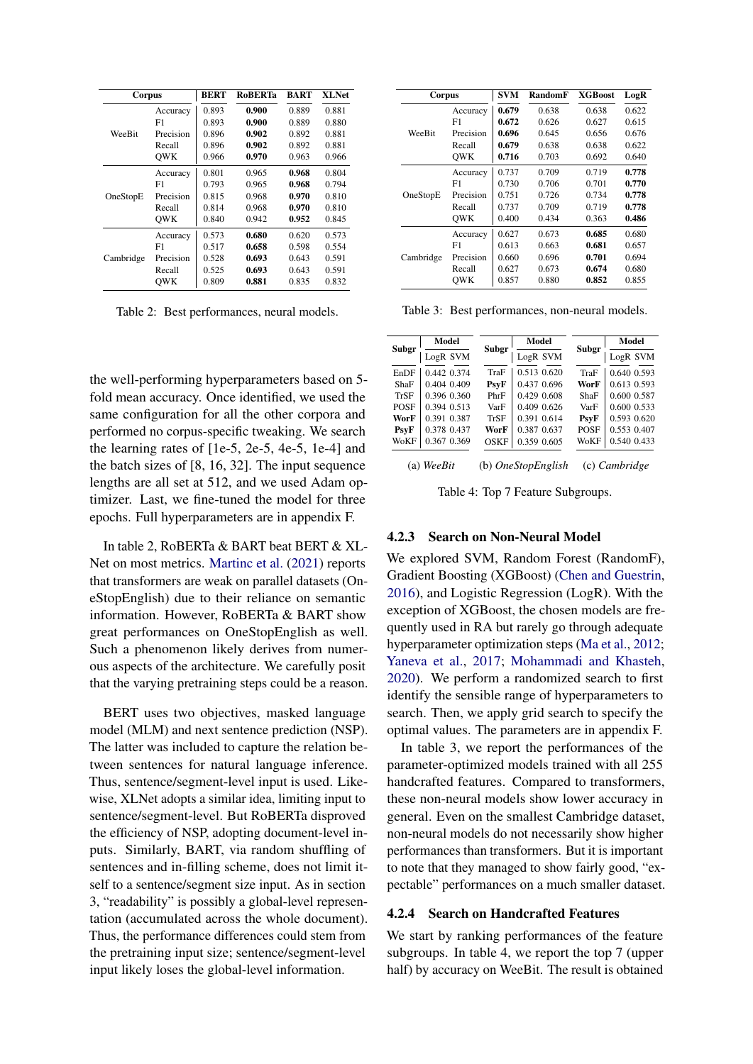| Corpus | | BERT | RoBERTa | BART | XLNet |
|---|---|---|---|---|---|
| WeeBit | Accuracy | 0.893 | **0.900** | 0.889 | 0.881 |
| | F1 | 0.893 | **0.900** | 0.889 | 0.880 |
| | Precision | 0.896 | **0.902** | 0.892 | 0.881 |
| | Recall | 0.896 | **0.902** | 0.892 | 0.881 |
| | QWK | 0.966 | **0.970** | 0.963 | 0.966 |
| OneStopE | Accuracy | 0.801 | 0.965 | **0.968** | 0.804 |
| | F1 | 0.793 | 0.965 | **0.968** | 0.794 |
| | Precision | 0.815 | 0.968 | **0.970** | 0.810 |
| | Recall | 0.814 | 0.968 | **0.970** | 0.810 |
| | QWK | 0.840 | 0.942 | **0.952** | 0.845 |
| Cambridge | Accuracy | 0.573 | **0.680** | 0.620 | 0.573 |
| | F1 | 0.517 | **0.658** | 0.598 | 0.554 |
| | Precision | 0.528 | **0.693** | 0.643 | 0.591 |
| | Recall | 0.525 | **0.693** | 0.643 | 0.591 |
| | QWK | 0.809 | **0.881** | 0.835 | 0.832 |

Table 2: Best performances, neural models.

| Corpus | | SVM | RandomF | XGBoost | LogR |
|---|---|---|---|---|---|
| WeeBit | Accuracy | **0.679** | 0.638 | 0.638 | 0.622 |
| | F1 | **0.672** | 0.626 | 0.627 | 0.615 |
| | Precision | **0.696** | 0.645 | 0.656 | 0.676 |
| | Recall | **0.679** | 0.638 | 0.638 | 0.622 |
| | QWK | **0.716** | 0.703 | 0.692 | 0.640 |
| OneStopE | Accuracy | 0.737 | 0.709 | 0.719 | **0.778** |
| | F1 | 0.730 | 0.706 | 0.701 | **0.770** |
| | Precision | 0.751 | 0.726 | 0.734 | **0.778** |
| | Recall | 0.737 | 0.709 | 0.719 | **0.778** |
| | QWK | 0.400 | 0.434 | 0.363 | **0.486** |
| Cambridge | Accuracy | 0.627 | 0.673 | **0.685** | 0.680 |
| | F1 | 0.613 | 0.663 | **0.681** | 0.657 |
| | Precision | 0.660 | 0.696 | **0.701** | 0.694 |
| | Recall | 0.627 | 0.673 | **0.674** | 0.680 |
| | QWK | 0.857 | 0.880 | **0.852** | 0.855 |

Table 3: Best performances, non-neural models.

(a) *WeeBit*

| Subgr | LogR | SVM |
|---|---|---|
| EnDF | 0.442 | 0.374 |
| ShaF | 0.404 | 0.409 |
| TrSF | 0.396 | 0.360 |
| POSF | 0.394 | 0.513 |
| **WorF** | 0.391 | 0.387 |
| **PsyF** | 0.378 | 0.437 |
| WoKF | 0.367 | 0.369 |

(b) *OneStopEnglish*

| Subgr | LogR | SVM |
|---|---|---|
| TraF | 0.513 | 0.620 |
| **PsyF** | 0.437 | 0.696 |
| PhrF | 0.429 | 0.608 |
| VarF | 0.409 | 0.626 |
| TrSF | 0.391 | 0.614 |
| **WorF** | 0.387 | 0.637 |
| OSKF | 0.359 | 0.605 |

(c) *Cambridge*

| Subgr | LogR | SVM |
|---|---|---|
| TraF | 0.640 | 0.593 |
| **WorF** | 0.613 | 0.593 |
| ShaF | 0.600 | 0.587 |
| VarF | 0.600 | 0.533 |
| **PsyF** | 0.593 | 0.620 |
| POSF | 0.553 | 0.407 |
| WoKF | 0.540 | 0.433 |

Table 4: Top 7 Feature Subgroups.

the well-performing hyperparameters based on 5-fold mean accuracy. Once identified, we used the same configuration for all the other corpora and performed no corpus-specific tweaking. We search the learning rates of [1e-5, 2e-5, 4e-5, 1e-4] and the batch sizes of [8, 16, 32]. The input sequence lengths are all set at 512, and we used Adam optimizer. Last, we fine-tuned the model for three epochs. Full hyperparameters are in appendix F.

In table 2, RoBERTa & BART beat BERT & XLNet on most metrics. Martinc et al. (2021) reports that transformers are weak on parallel datasets (OneStopEnglish) due to their reliance on semantic information. However, RoBERTa & BART show great performances on OneStopEnglish as well. Such a phenomenon likely derives from numerous aspects of the architecture. We carefully posit that the varying pretraining steps could be a reason.

BERT uses two objectives, masked language model (MLM) and next sentence prediction (NSP). The latter was included to capture the relation between sentences for natural language inference. Thus, sentence/segment-level input is used. Likewise, XLNet adopts a similar idea, limiting input to sentence/segment-level. But RoBERTa disproved the efficiency of NSP, adopting document-level inputs. Similarly, BART, via random shuffling of sentences and in-filling scheme, does not limit itself to a sentence/segment size input. As in section 3, "readability" is possibly a global-level representation (accumulated across the whole document). Thus, the performance differences could stem from the pretraining input size; sentence/segment-level input likely loses the global-level information.

#### 4.2.3 Search on Non-Neural Model

We explored SVM, Random Forest (RandomF), Gradient Boosting (XGBoost) (Chen and Guestrin, 2016), and Logistic Regression (LogR). With the exception of XGBoost, the chosen models are frequently used in RA but rarely go through adequate hyperparameter optimization steps (Ma et al., 2012; Yaneva et al., 2017; Mohammadi and Khasteh, 2020). We perform a randomized search to first identify the sensible range of hyperparameters to search. Then, we apply grid search to specify the optimal values. The parameters are in appendix F.

In table 3, we report the performances of the parameter-optimized models trained with all 255 handcrafted features. Compared to transformers, these non-neural models show lower accuracy in general. Even on the smallest Cambridge dataset, non-neural models do not necessarily show higher performances than transformers. But it is important to note that they managed to show fairly good, "expectable" performances on a much smaller dataset.

#### 4.2.4 Search on Handcrafted Features

We start by ranking performances of the feature subgroups. In table 4, we report the top 7 (upper half) by accuracy on WeeBit. The result is obtained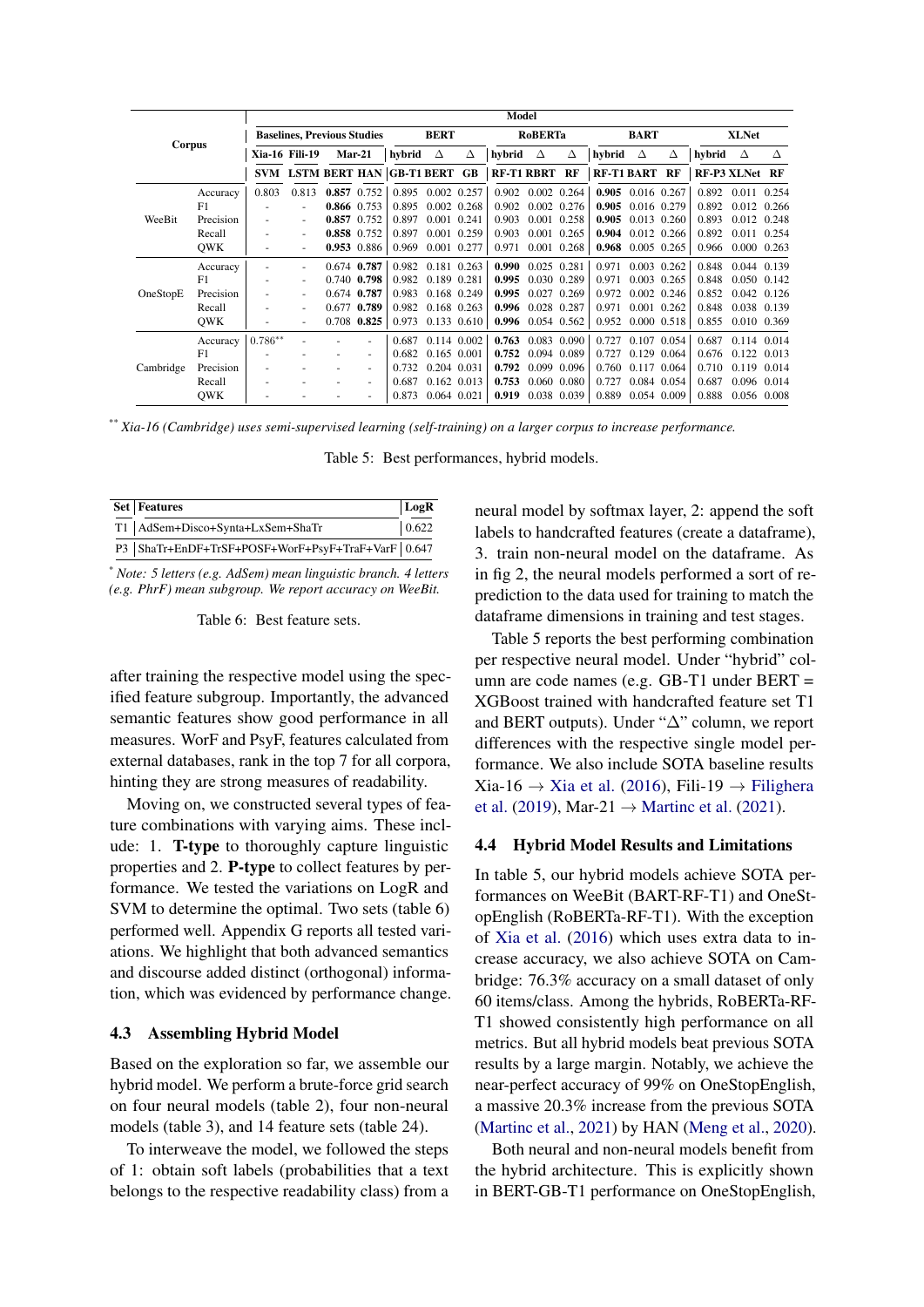| Corpus | | Baselines, Previous Studies | | | | BERT | | | RoBERTa | | | BART | | | XLNet | | |
|---|---|---|---|---|---|---|---|---|---|---|---|---|---|---|---|---|---|
| | | Xia-16 | Fili-19 | Mar-21 | | hybrid | Δ | Δ | hybrid | Δ | Δ | hybrid | Δ | Δ | hybrid | Δ | Δ |
| | | SVM | LSTM | BERT | HAN | GB-T1 | BERT | GB | RF-T1 | RBRT | RF | RF-T1 | BART | RF | RF-P3 | XLNet | RF |
| WeeBit | Accuracy | 0.803 | 0.813 | **0.857** | 0.752 | 0.895 | 0.002 | 0.257 | 0.902 | 0.002 | 0.264 | **0.905** | 0.016 | 0.267 | 0.892 | 0.011 | 0.254 |
| | F1 | - | - | **0.866** | 0.753 | 0.895 | 0.002 | 0.268 | 0.902 | 0.002 | 0.276 | **0.905** | 0.016 | 0.279 | 0.892 | 0.012 | 0.266 |
| | Precision | - | - | **0.857** | 0.752 | 0.897 | 0.001 | 0.241 | 0.903 | 0.001 | 0.258 | **0.905** | 0.013 | 0.260 | 0.893 | 0.012 | 0.248 |
| | Recall | - | - | **0.858** | 0.752 | 0.897 | 0.001 | 0.259 | 0.903 | 0.001 | 0.265 | **0.904** | 0.012 | 0.266 | 0.892 | 0.011 | 0.254 |
| | QWK | - | - | **0.953** | 0.886 | 0.969 | 0.001 | 0.277 | 0.971 | 0.001 | 0.268 | **0.968** | 0.005 | 0.265 | 0.966 | 0.000 | 0.263 |
| OneStopE | Accuracy | - | - | 0.674 | **0.787** | 0.982 | 0.181 | 0.263 | **0.990** | 0.025 | 0.281 | 0.971 | 0.003 | 0.262 | 0.848 | 0.044 | 0.139 |
| | F1 | - | - | 0.740 | **0.798** | 0.982 | 0.189 | 0.281 | **0.995** | 0.030 | 0.289 | 0.971 | 0.003 | 0.265 | 0.848 | 0.050 | 0.142 |
| | Precision | - | - | 0.674 | **0.787** | 0.983 | 0.168 | 0.249 | **0.995** | 0.027 | 0.269 | 0.972 | 0.002 | 0.246 | 0.852 | 0.042 | 0.126 |
| | Recall | - | - | 0.677 | **0.789** | 0.982 | 0.168 | 0.263 | **0.996** | 0.028 | 0.287 | 0.971 | 0.001 | 0.262 | 0.848 | 0.038 | 0.139 |
| | QWK | - | - | 0.708 | **0.825** | 0.973 | 0.133 | 0.610 | **0.996** | 0.054 | 0.562 | 0.952 | 0.000 | 0.518 | 0.855 | 0.010 | 0.369 |
| Cambridge | Accuracy | 0.786** | - | - | - | 0.687 | 0.114 | 0.002 | **0.763** | 0.083 | 0.090 | 0.727 | 0.107 | 0.054 | 0.687 | 0.114 | 0.014 |
| | F1 | - | - | - | - | 0.682 | 0.165 | 0.001 | **0.752** | 0.094 | 0.089 | 0.727 | 0.129 | 0.064 | 0.676 | 0.122 | 0.013 |
| | Precision | - | - | - | - | 0.732 | 0.204 | 0.031 | **0.792** | 0.099 | 0.096 | 0.760 | 0.117 | 0.064 | 0.710 | 0.119 | 0.014 |
| | Recall | - | - | - | - | 0.687 | 0.162 | 0.013 | **0.753** | 0.060 | 0.080 | 0.727 | 0.084 | 0.054 | 0.687 | 0.096 | 0.014 |
| | QWK | - | - | - | - | 0.873 | 0.064 | 0.021 | **0.919** | 0.038 | 0.039 | 0.889 | 0.054 | 0.009 | 0.888 | 0.056 | 0.008 |

** *Xia-16 (Cambridge) uses semi-supervised learning (self-training) on a larger corpus to increase performance.*

Table 5: Best performances, hybrid models.

| Set | Features | LogR |
|---|---|---|
| T1 | AdSem+Disco+Synta+LxSem+ShaTr | 0.622 |
| P3 | ShaTr+EnDF+TrSF+POSF+WorF+PsyF+TraF+VarF | 0.647 |

* *Note: 5 letters (e.g. AdSem) mean linguistic branch. 4 letters (e.g. PhrF) mean subgroup. We report accuracy on WeeBit.*

Table 6: Best feature sets.

after training the respective model using the specified feature subgroup. Importantly, the advanced semantic features show good performance in all measures. WorF and PsyF, features calculated from external databases, rank in the top 7 for all corpora, hinting they are strong measures of readability.

Moving on, we constructed several types of feature combinations with varying aims. These include: 1. **T-type** to thoroughly capture linguistic properties and 2. **P-type** to collect features by performance. We tested the variations on LogR and SVM to determine the optimal. Two sets (table 6) performed well. Appendix G reports all tested variations. We highlight that both advanced semantics and discourse added distinct (orthogonal) information, which was evidenced by performance change.

### 4.3 Assembling Hybrid Model

Based on the exploration so far, we assemble our hybrid model. We perform a brute-force grid search on four neural models (table 2), four non-neural models (table 3), and 14 feature sets (table 24).

To interweave the model, we followed the steps of 1: obtain soft labels (probabilities that a text belongs to the respective readability class) from a neural model by softmax layer, 2: append the soft labels to handcrafted features (create a dataframe), 3. train non-neural model on the dataframe. As in fig 2, the neural models performed a sort of re-prediction to the data used for training to match the dataframe dimensions in training and test stages.

Table 5 reports the best performing combination per respective neural model. Under "hybrid" column are code names (e.g. GB-T1 under BERT = XGBoost trained with handcrafted feature set T1 and BERT outputs). Under "Δ" column, we report differences with the respective single model performance. We also include SOTA baseline results Xia-16 → Xia et al. (2016), Fili-19 → Filighera et al. (2019), Mar-21 → Martinc et al. (2021).

### 4.4 Hybrid Model Results and Limitations

In table 5, our hybrid models achieve SOTA performances on WeeBit (BART-RF-T1) and OneStopEnglish (RoBERTa-RF-T1). With the exception of Xia et al. (2016) which uses extra data to increase accuracy, we also achieve SOTA on Cambridge: 76.3% accuracy on a small dataset of only 60 items/class. Among the hybrids, RoBERTa-RF-T1 showed consistently high performance on all metrics. But all hybrid models beat previous SOTA results by a large margin. Notably, we achieve the near-perfect accuracy of 99% on OneStopEnglish, a massive 20.3% increase from the previous SOTA (Martinc et al., 2021) by HAN (Meng et al., 2020).

Both neural and non-neural models benefit from the hybrid architecture. This is explicitly shown in BERT-GB-T1 performance on OneStopEnglish,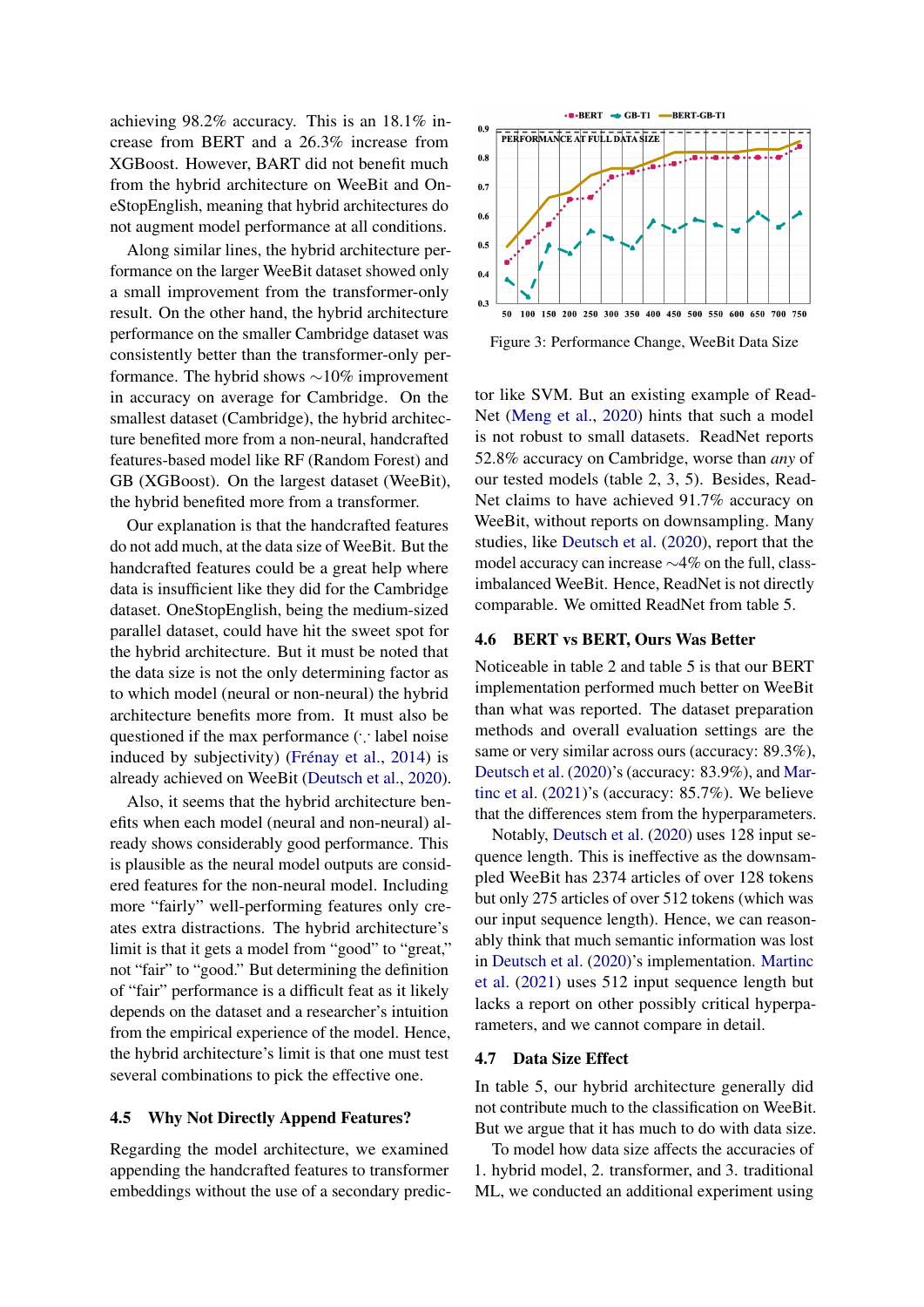achieving 98.2% accuracy. This is an 18.1% increase from BERT and a 26.3% increase from XGBoost. However, BART did not benefit much from the hybrid architecture on WeeBit and OneStopEnglish, meaning that hybrid architectures do not augment model performance at all conditions.

Along similar lines, the hybrid architecture performance on the larger WeeBit dataset showed only a small improvement from the transformer-only result. On the other hand, the hybrid architecture performance on the smaller Cambridge dataset was consistently better than the transformer-only performance. The hybrid shows ∼10% improvement in accuracy on average for Cambridge. On the smallest dataset (Cambridge), the hybrid architecture benefited more from a non-neural, handcrafted features-based model like RF (Random Forest) and GB (XGBoost). On the largest dataset (WeeBit), the hybrid benefited more from a transformer.

Our explanation is that the handcrafted features do not add much, at the data size of WeeBit. But the handcrafted features could be a great help where data is insufficient like they did for the Cambridge dataset. OneStopEnglish, being the medium-sized parallel dataset, could have hit the sweet spot for the hybrid architecture. But it must be noted that the data size is not the only determining factor as to which model (neural or non-neural) the hybrid architecture benefits more from. It must also be questioned if the max performance (∵ label noise induced by subjectivity) (Frénay et al., 2014) is already achieved on WeeBit (Deutsch et al., 2020).

Also, it seems that the hybrid architecture benefits when each model (neural and non-neural) already shows considerably good performance. This is plausible as the neural model outputs are considered features for the non-neural model. Including more "fairly" well-performing features only creates extra distractions. The hybrid architecture's limit is that it gets a model from "good" to "great," not "fair" to "good." But determining the definition of "fair" performance is a difficult feat as it likely depends on the dataset and a researcher's intuition from the empirical experience of the model. Hence, the hybrid architecture's limit is that one must test several combinations to pick the effective one.

### 4.5 Why Not Directly Append Features?

Regarding the model architecture, we examined appending the handcrafted features to transformer embeddings without the use of a secondary predictor like SVM. But an existing example of ReadNet (Meng et al., 2020) hints that such a model is not robust to small datasets. ReadNet reports 52.8% accuracy on Cambridge, worse than *any* of our tested models (table 2, 3, 5). Besides, ReadNet claims to have achieved 91.7% accuracy on WeeBit, without reports on downsampling. Many studies, like Deutsch et al. (2020), report that the model accuracy can increase ∼4% on the full, class-imbalanced WeeBit. Hence, ReadNet is not directly comparable. We omitted ReadNet from table 5.

Figure 3: Performance Change, WeeBit Data Size

### 4.6 BERT vs BERT, Ours Was Better

Noticeable in table 2 and table 5 is that our BERT implementation performed much better on WeeBit than what was reported. The dataset preparation methods and overall evaluation settings are the same or very similar across ours (accuracy: 89.3%), Deutsch et al. (2020)'s (accuracy: 83.9%), and Martinc et al. (2021)'s (accuracy: 85.7%). We believe that the differences stem from the hyperparameters.

Notably, Deutsch et al. (2020) uses 128 input sequence length. This is ineffective as the downsampled WeeBit has 2374 articles of over 128 tokens but only 275 articles of over 512 tokens (which was our input sequence length). Hence, we can reasonably think that much semantic information was lost in Deutsch et al. (2020)'s implementation. Martinc et al. (2021) uses 512 input sequence length but lacks a report on other possibly critical hyperparameters, and we cannot compare in detail.

### 4.7 Data Size Effect

In table 5, our hybrid architecture generally did not contribute much to the classification on WeeBit. But we argue that it has much to do with data size.

To model how data size affects the accuracies of 1. hybrid model, 2. transformer, and 3. traditional ML, we conducted an additional experiment using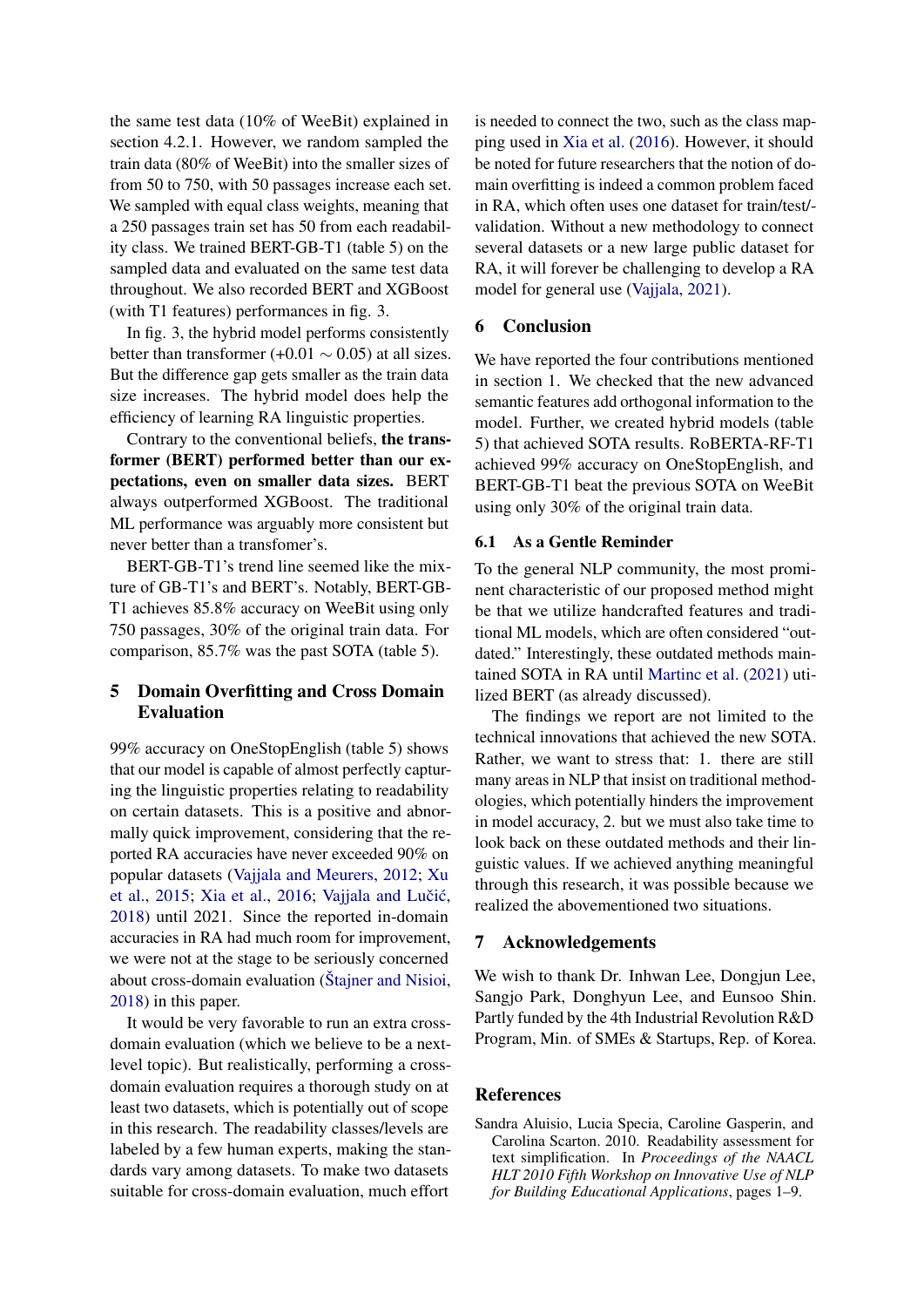the same test data (10% of WeeBit) explained in section 4.2.1. However, we random sampled the train data (80% of WeeBit) into the smaller sizes of from 50 to 750, with 50 passages increase each set. We sampled with equal class weights, meaning that a 250 passages train set has 50 from each readability class. We trained BERT-GB-T1 (table 5) on the sampled data and evaluated on the same test data throughout. We also recorded BERT and XGBoost (with T1 features) performances in fig. 3.

In fig. 3, the hybrid model performs consistently better than transformer (+0.01 $\sim$ 0.05) at all sizes. But the difference gap gets smaller as the train data size increases. The hybrid model does help the efficiency of learning RA linguistic properties.

Contrary to the conventional beliefs, **the transformer (BERT) performed better than our expectations, even on smaller data sizes.** BERT always outperformed XGBoost. The traditional ML performance was arguably more consistent but never better than a transfomer's.

BERT-GB-T1's trend line seemed like the mixture of GB-T1's and BERT's. Notably, BERT-GB-T1 achieves 85.8% accuracy on WeeBit using only 750 passages, 30% of the original train data. For comparison, 85.7% was the past SOTA (table 5).

## 5 Domain Overfitting and Cross Domain Evaluation

99% accuracy on OneStopEnglish (table 5) shows that our model is capable of almost perfectly capturing the linguistic properties relating to readability on certain datasets. This is a positive and abnormally quick improvement, considering that the reported RA accuracies have never exceeded 90% on popular datasets (Vajjala and Meurers, 2012; Xu et al., 2015; Xia et al., 2016; Vajjala and Lučić, 2018) until 2021. Since the reported in-domain accuracies in RA had much room for improvement, we were not at the stage to be seriously concerned about cross-domain evaluation (Štajner and Nisioi, 2018) in this paper.

It would be very favorable to run an extra cross-domain evaluation (which we believe to be a next-level topic). But realistically, performing a cross-domain evaluation requires a thorough study on at least two datasets, which is potentially out of scope in this research. The readability classes/levels are labeled by a few human experts, making the standards vary among datasets. To make two datasets suitable for cross-domain evaluation, much effort is needed to connect the two, such as the class mapping used in Xia et al. (2016). However, it should be noted for future researchers that the notion of domain overfitting is indeed a common problem faced in RA, which often uses one dataset for train/test/validation. Without a new methodology to connect several datasets or a new large public dataset for RA, it will forever be challenging to develop a RA model for general use (Vajjala, 2021).

## 6 Conclusion

We have reported the four contributions mentioned in section 1. We checked that the new advanced semantic features add orthogonal information to the model. Further, we created hybrid models (table 5) that achieved SOTA results. RoBERTA-RF-T1 achieved 99% accuracy on OneStopEnglish, and BERT-GB-T1 beat the previous SOTA on WeeBit using only 30% of the original train data.

### 6.1 As a Gentle Reminder

To the general NLP community, the most prominent characteristic of our proposed method might be that we utilize handcrafted features and traditional ML models, which are often considered "outdated." Interestingly, these outdated methods maintained SOTA in RA until Martinc et al. (2021) utilized BERT (as already discussed).

The findings we report are not limited to the technical innovations that achieved the new SOTA. Rather, we want to stress that: 1. there are still many areas in NLP that insist on traditional methodologies, which potentially hinders the improvement in model accuracy, 2. but we must also take time to look back on these outdated methods and their linguistic values. If we achieved anything meaningful through this research, it was possible because we realized the abovementioned two situations.

## 7 Acknowledgements

We wish to thank Dr. Inhwan Lee, Dongjun Lee, Sangjo Park, Donghyun Lee, and Eunsoo Shin. Partly funded by the 4th Industrial Revolution R&D Program, Min. of SMEs & Startups, Rep. of Korea.

## References

Sandra Aluisio, Lucia Specia, Caroline Gasperin, and Carolina Scarton. 2010. Readability assessment for text simplification. In *Proceedings of the NAACL HLT 2010 Fifth Workshop on Innovative Use of NLP for Building Educational Applications*, pages 1–9.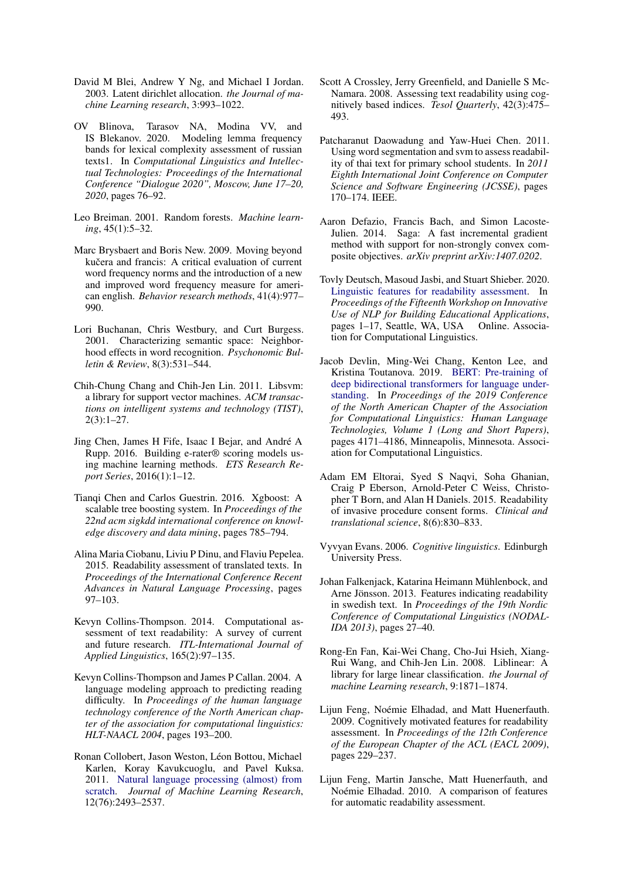David M Blei, Andrew Y Ng, and Michael I Jordan. 2003. Latent dirichlet allocation. *the Journal of machine Learning research*, 3:993–1022.

OV Blinova, Tarasov NA, Modina VV, and IS Blekanov. 2020. Modeling lemma frequency bands for lexical complexity assessment of russian texts1. In *Computational Linguistics and Intellectual Technologies: Proceedings of the International Conference "Dialogue 2020", Moscow, June 17–20, 2020*, pages 76–92.

Leo Breiman. 2001. Random forests. *Machine learning*, 45(1):5–32.

Marc Brysbaert and Boris New. 2009. Moving beyond kučera and francis: A critical evaluation of current word frequency norms and the introduction of a new and improved word frequency measure for american english. *Behavior research methods*, 41(4):977–990.

Lori Buchanan, Chris Westbury, and Curt Burgess. 2001. Characterizing semantic space: Neighborhood effects in word recognition. *Psychonomic Bulletin & Review*, 8(3):531–544.

Chih-Chung Chang and Chih-Jen Lin. 2011. Libsvm: a library for support vector machines. *ACM transactions on intelligent systems and technology (TIST)*, 2(3):1–27.

Jing Chen, James H Fife, Isaac I Bejar, and André A Rupp. 2016. Building e-rater® scoring models using machine learning methods. *ETS Research Report Series*, 2016(1):1–12.

Tianqi Chen and Carlos Guestrin. 2016. Xgboost: A scalable tree boosting system. In *Proceedings of the 22nd acm sigkdd international conference on knowledge discovery and data mining*, pages 785–794.

Alina Maria Ciobanu, Liviu P Dinu, and Flaviu Pepelea. 2015. Readability assessment of translated texts. In *Proceedings of the International Conference Recent Advances in Natural Language Processing*, pages 97–103.

Kevyn Collins-Thompson. 2014. Computational assessment of text readability: A survey of current and future research. *ITL-International Journal of Applied Linguistics*, 165(2):97–135.

Kevyn Collins-Thompson and James P Callan. 2004. A language modeling approach to predicting reading difficulty. In *Proceedings of the human language technology conference of the North American chapter of the association for computational linguistics: HLT-NAACL 2004*, pages 193–200.

Ronan Collobert, Jason Weston, Léon Bottou, Michael Karlen, Koray Kavukcuoglu, and Pavel Kuksa. 2011. Natural language processing (almost) from scratch. *Journal of Machine Learning Research*, 12(76):2493–2537.

Scott A Crossley, Jerry Greenfield, and Danielle S McNamara. 2008. Assessing text readability using cognitively based indices. *Tesol Quarterly*, 42(3):475–493.

Patcharanut Daowadung and Yaw-Huei Chen. 2011. Using word segmentation and svm to assess readability of thai text for primary school students. In *2011 Eighth International Joint Conference on Computer Science and Software Engineering (JCSSE)*, pages 170–174. IEEE.

Aaron Defazio, Francis Bach, and Simon Lacoste-Julien. 2014. Saga: A fast incremental gradient method with support for non-strongly convex composite objectives. *arXiv preprint arXiv:1407.0202*.

Tovly Deutsch, Masoud Jasbi, and Stuart Shieber. 2020. Linguistic features for readability assessment. In *Proceedings of the Fifteenth Workshop on Innovative Use of NLP for Building Educational Applications*, pages 1–17, Seattle, WA, USA → Online. Association for Computational Linguistics.

Jacob Devlin, Ming-Wei Chang, Kenton Lee, and Kristina Toutanova. 2019. BERT: Pre-training of deep bidirectional transformers for language understanding. In *Proceedings of the 2019 Conference of the North American Chapter of the Association for Computational Linguistics: Human Language Technologies, Volume 1 (Long and Short Papers)*, pages 4171–4186, Minneapolis, Minnesota. Association for Computational Linguistics.

Adam EM Eltorai, Syed S Naqvi, Soha Ghanian, Craig P Eberson, Arnold-Peter C Weiss, Christopher T Born, and Alan H Daniels. 2015. Readability of invasive procedure consent forms. *Clinical and translational science*, 8(6):830–833.

Vyvyan Evans. 2006. *Cognitive linguistics*. Edinburgh University Press.

Johan Falkenjack, Katarina Heimann Mühlenbock, and Arne Jönsson. 2013. Features indicating readability in swedish text. In *Proceedings of the 19th Nordic Conference of Computational Linguistics (NODALIDA 2013)*, pages 27–40.

Rong-En Fan, Kai-Wei Chang, Cho-Jui Hsieh, Xiang-Rui Wang, and Chih-Jen Lin. 2008. Liblinear: A library for large linear classification. *the Journal of machine Learning research*, 9:1871–1874.

Lijun Feng, Noémie Elhadad, and Matt Huenerfauth. 2009. Cognitively motivated features for readability assessment. In *Proceedings of the 12th Conference of the European Chapter of the ACL (EACL 2009)*, pages 229–237.

Lijun Feng, Martin Jansche, Matt Huenerfauth, and Noémie Elhadad. 2010. A comparison of features for automatic readability assessment.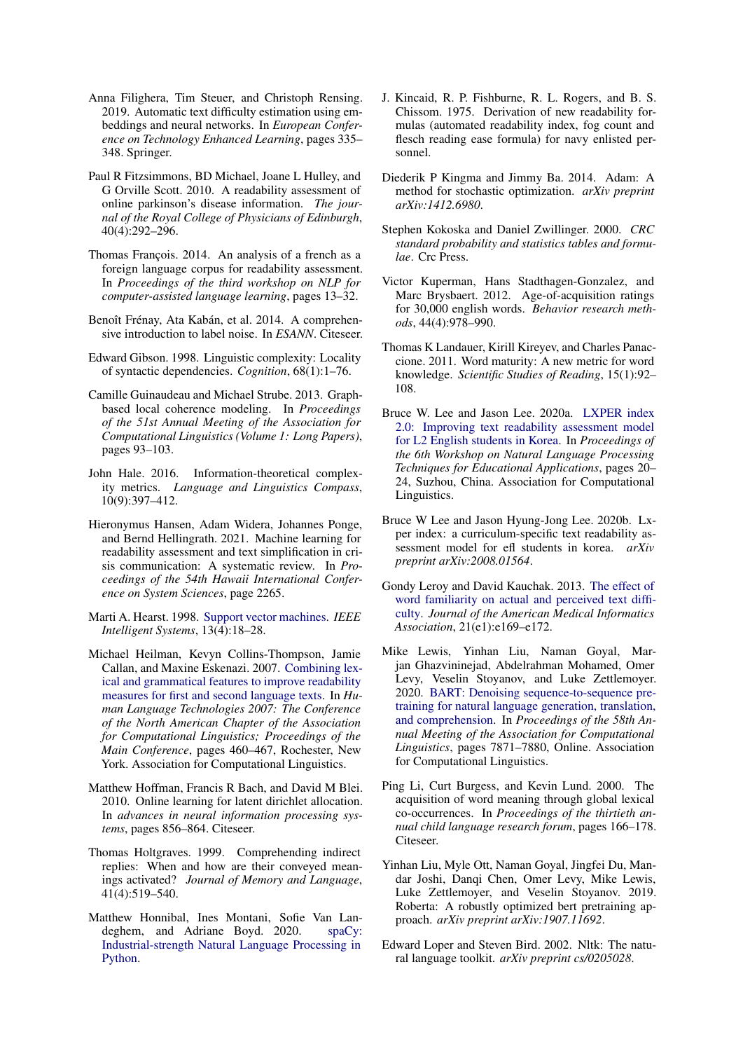Anna Filighera, Tim Steuer, and Christoph Rensing. 2019. Automatic text difficulty estimation using embeddings and neural networks. In *European Conference on Technology Enhanced Learning*, pages 335–348. Springer.

Paul R Fitzsimmons, BD Michael, Joane L Hulley, and G Orville Scott. 2010. A readability assessment of online parkinson's disease information. *The journal of the Royal College of Physicians of Edinburgh*, 40(4):292–296.

Thomas François. 2014. An analysis of a french as a foreign language corpus for readability assessment. In *Proceedings of the third workshop on NLP for computer-assisted language learning*, pages 13–32.

Benoît Frénay, Ata Kabán, et al. 2014. A comprehensive introduction to label noise. In *ESANN*. Citeseer.

Edward Gibson. 1998. Linguistic complexity: Locality of syntactic dependencies. *Cognition*, 68(1):1–76.

Camille Guinaudeau and Michael Strube. 2013. Graph-based local coherence modeling. In *Proceedings of the 51st Annual Meeting of the Association for Computational Linguistics (Volume 1: Long Papers)*, pages 93–103.

John Hale. 2016. Information-theoretical complexity metrics. *Language and Linguistics Compass*, 10(9):397–412.

Hieronymus Hansen, Adam Widera, Johannes Ponge, and Bernd Hellingrath. 2021. Machine learning for readability assessment and text simplification in crisis communication: A systematic review. In *Proceedings of the 54th Hawaii International Conference on System Sciences*, page 2265.

Marti A. Hearst. 1998. Support vector machines. *IEEE Intelligent Systems*, 13(4):18–28.

Michael Heilman, Kevyn Collins-Thompson, Jamie Callan, and Maxine Eskenazi. 2007. Combining lexical and grammatical features to improve readability measures for first and second language texts. In *Human Language Technologies 2007: The Conference of the North American Chapter of the Association for Computational Linguistics; Proceedings of the Main Conference*, pages 460–467, Rochester, New York. Association for Computational Linguistics.

Matthew Hoffman, Francis R Bach, and David M Blei. 2010. Online learning for latent dirichlet allocation. In *advances in neural information processing systems*, pages 856–864. Citeseer.

Thomas Holtgraves. 1999. Comprehending indirect replies: When and how are their conveyed meanings activated? *Journal of Memory and Language*, 41(4):519–540.

Matthew Honnibal, Ines Montani, Sofie Van Landeghem, and Adriane Boyd. 2020. spaCy: Industrial-strength Natural Language Processing in Python.

J. Kincaid, R. P. Fishburne, R. L. Rogers, and B. S. Chissom. 1975. Derivation of new readability formulas (automated readability index, fog count and flesch reading ease formula) for navy enlisted personnel.

Diederik P Kingma and Jimmy Ba. 2014. Adam: A method for stochastic optimization. *arXiv preprint arXiv:1412.6980*.

Stephen Kokoska and Daniel Zwillinger. 2000. *CRC standard probability and statistics tables and formulae*. Crc Press.

Victor Kuperman, Hans Stadthagen-Gonzalez, and Marc Brysbaert. 2012. Age-of-acquisition ratings for 30,000 english words. *Behavior research methods*, 44(4):978–990.

Thomas K Landauer, Kirill Kireyev, and Charles Panaccione. 2011. Word maturity: A new metric for word knowledge. *Scientific Studies of Reading*, 15(1):92–108.

Bruce W. Lee and Jason Lee. 2020a. LXPER index 2.0: Improving text readability assessment model for L2 English students in Korea. In *Proceedings of the 6th Workshop on Natural Language Processing Techniques for Educational Applications*, pages 20–24, Suzhou, China. Association for Computational Linguistics.

Bruce W Lee and Jason Hyung-Jong Lee. 2020b. Lxper index: a curriculum-specific text readability assessment model for efl students in korea. *arXiv preprint arXiv:2008.01564*.

Gondy Leroy and David Kauchak. 2013. The effect of word familiarity on actual and perceived text difficulty. *Journal of the American Medical Informatics Association*, 21(e1):e169–e172.

Mike Lewis, Yinhan Liu, Naman Goyal, Marjan Ghazvininejad, Abdelrahman Mohamed, Omer Levy, Veselin Stoyanov, and Luke Zettlemoyer. 2020. BART: Denoising sequence-to-sequence pretraining for natural language generation, translation, and comprehension. In *Proceedings of the 58th Annual Meeting of the Association for Computational Linguistics*, pages 7871–7880, Online. Association for Computational Linguistics.

Ping Li, Curt Burgess, and Kevin Lund. 2000. The acquisition of word meaning through global lexical co-occurrences. In *Proceedings of the thirtieth annual child language research forum*, pages 166–178. Citeseer.

Yinhan Liu, Myle Ott, Naman Goyal, Jingfei Du, Mandar Joshi, Danqi Chen, Omer Levy, Mike Lewis, Luke Zettlemoyer, and Veselin Stoyanov. 2019. Roberta: A robustly optimized bert pretraining approach. *arXiv preprint arXiv:1907.11692*.

Edward Loper and Steven Bird. 2002. Nltk: The natural language toolkit. *arXiv preprint cs/0205028*.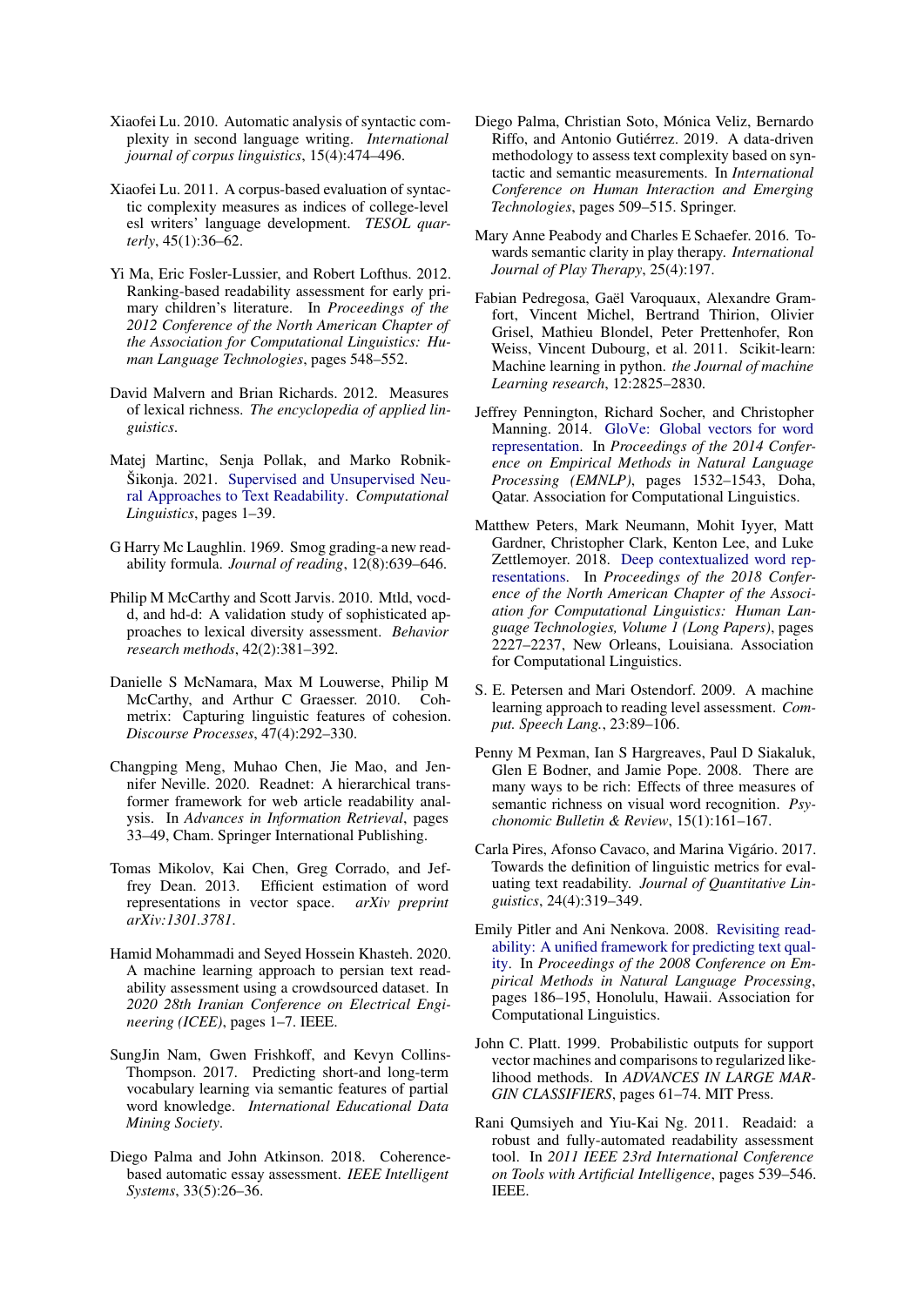Xiaofei Lu. 2010. Automatic analysis of syntactic complexity in second language writing. *International journal of corpus linguistics*, 15(4):474–496.

Xiaofei Lu. 2011. A corpus-based evaluation of syntactic complexity measures as indices of college-level esl writers' language development. *TESOL quarterly*, 45(1):36–62.

Yi Ma, Eric Fosler-Lussier, and Robert Lofthus. 2012. Ranking-based readability assessment for early primary children's literature. In *Proceedings of the 2012 Conference of the North American Chapter of the Association for Computational Linguistics: Human Language Technologies*, pages 548–552.

David Malvern and Brian Richards. 2012. Measures of lexical richness. *The encyclopedia of applied linguistics*.

Matej Martinc, Senja Pollak, and Marko Robnik-Šikonja. 2021. Supervised and Unsupervised Neural Approaches to Text Readability. *Computational Linguistics*, pages 1–39.

G Harry Mc Laughlin. 1969. Smog grading-a new readability formula. *Journal of reading*, 12(8):639–646.

Philip M McCarthy and Scott Jarvis. 2010. Mtld, vocd-d, and hd-d: A validation study of sophisticated approaches to lexical diversity assessment. *Behavior research methods*, 42(2):381–392.

Danielle S McNamara, Max M Louwerse, Philip M McCarthy, and Arthur C Graesser. 2010. Coh-metrix: Capturing linguistic features of cohesion. *Discourse Processes*, 47(4):292–330.

Changping Meng, Muhao Chen, Jie Mao, and Jennifer Neville. 2020. Readnet: A hierarchical transformer framework for web article readability analysis. In *Advances in Information Retrieval*, pages 33–49, Cham. Springer International Publishing.

Tomas Mikolov, Kai Chen, Greg Corrado, and Jeffrey Dean. 2013. Efficient estimation of word representations in vector space. *arXiv preprint arXiv:1301.3781*.

Hamid Mohammadi and Seyed Hossein Khasteh. 2020. A machine learning approach to persian text readability assessment using a crowdsourced dataset. In *2020 28th Iranian Conference on Electrical Engineering (ICEE)*, pages 1–7. IEEE.

SungJin Nam, Gwen Frishkoff, and Kevyn Collins-Thompson. 2017. Predicting short-and long-term vocabulary learning via semantic features of partial word knowledge. *International Educational Data Mining Society*.

Diego Palma and John Atkinson. 2018. Coherence-based automatic essay assessment. *IEEE Intelligent Systems*, 33(5):26–36.

Diego Palma, Christian Soto, Mónica Veliz, Bernardo Riffo, and Antonio Gutiérrez. 2019. A data-driven methodology to assess text complexity based on syntactic and semantic measurements. In *International Conference on Human Interaction and Emerging Technologies*, pages 509–515. Springer.

Mary Anne Peabody and Charles E Schaefer. 2016. Towards semantic clarity in play therapy. *International Journal of Play Therapy*, 25(4):197.

Fabian Pedregosa, Gaël Varoquaux, Alexandre Gramfort, Vincent Michel, Bertrand Thirion, Olivier Grisel, Mathieu Blondel, Peter Prettenhofer, Ron Weiss, Vincent Dubourg, et al. 2011. Scikit-learn: Machine learning in python. *the Journal of machine Learning research*, 12:2825–2830.

Jeffrey Pennington, Richard Socher, and Christopher Manning. 2014. GloVe: Global vectors for word representation. In *Proceedings of the 2014 Conference on Empirical Methods in Natural Language Processing (EMNLP)*, pages 1532–1543, Doha, Qatar. Association for Computational Linguistics.

Matthew Peters, Mark Neumann, Mohit Iyyer, Matt Gardner, Christopher Clark, Kenton Lee, and Luke Zettlemoyer. 2018. Deep contextualized word representations. In *Proceedings of the 2018 Conference of the North American Chapter of the Association for Computational Linguistics: Human Language Technologies, Volume 1 (Long Papers)*, pages 2227–2237, New Orleans, Louisiana. Association for Computational Linguistics.

S. E. Petersen and Mari Ostendorf. 2009. A machine learning approach to reading level assessment. *Comput. Speech Lang.*, 23:89–106.

Penny M Pexman, Ian S Hargreaves, Paul D Siakaluk, Glen E Bodner, and Jamie Pope. 2008. There are many ways to be rich: Effects of three measures of semantic richness on visual word recognition. *Psychonomic Bulletin & Review*, 15(1):161–167.

Carla Pires, Afonso Cavaco, and Marina Vigário. 2017. Towards the definition of linguistic metrics for evaluating text readability. *Journal of Quantitative Linguistics*, 24(4):319–349.

Emily Pitler and Ani Nenkova. 2008. Revisiting readability: A unified framework for predicting text quality. In *Proceedings of the 2008 Conference on Empirical Methods in Natural Language Processing*, pages 186–195, Honolulu, Hawaii. Association for Computational Linguistics.

John C. Platt. 1999. Probabilistic outputs for support vector machines and comparisons to regularized likelihood methods. In *ADVANCES IN LARGE MARGIN CLASSIFIERS*, pages 61–74. MIT Press.

Rani Qumsiyeh and Yiu-Kai Ng. 2011. Readaid: a robust and fully-automated readability assessment tool. In *2011 IEEE 23rd International Conference on Tools with Artificial Intelligence*, pages 539–546. IEEE.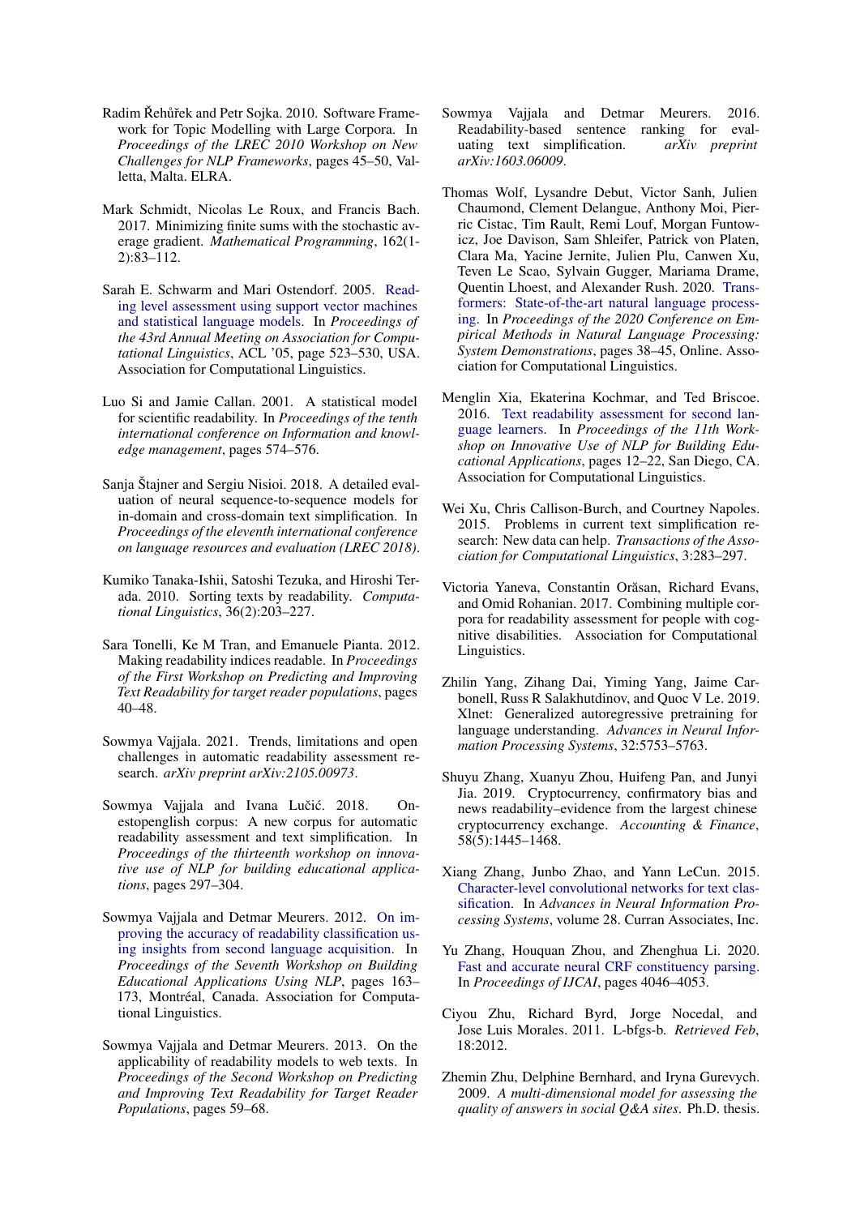Radim Řehůřek and Petr Sojka. 2010. Software Framework for Topic Modelling with Large Corpora. In *Proceedings of the LREC 2010 Workshop on New Challenges for NLP Frameworks*, pages 45–50, Valletta, Malta. ELRA.

Mark Schmidt, Nicolas Le Roux, and Francis Bach. 2017. Minimizing finite sums with the stochastic average gradient. *Mathematical Programming*, 162(1-2):83–112.

Sarah E. Schwarm and Mari Ostendorf. 2005. Reading level assessment using support vector machines and statistical language models. In *Proceedings of the 43rd Annual Meeting on Association for Computational Linguistics*, ACL '05, page 523–530, USA. Association for Computational Linguistics.

Luo Si and Jamie Callan. 2001. A statistical model for scientific readability. In *Proceedings of the tenth international conference on Information and knowledge management*, pages 574–576.

Sanja Štajner and Sergiu Nisioi. 2018. A detailed evaluation of neural sequence-to-sequence models for in-domain and cross-domain text simplification. In *Proceedings of the eleventh international conference on language resources and evaluation (LREC 2018)*.

Kumiko Tanaka-Ishii, Satoshi Tezuka, and Hiroshi Terada. 2010. Sorting texts by readability. *Computational Linguistics*, 36(2):203–227.

Sara Tonelli, Ke M Tran, and Emanuele Pianta. 2012. Making readability indices readable. In *Proceedings of the First Workshop on Predicting and Improving Text Readability for target reader populations*, pages 40–48.

Sowmya Vajjala. 2021. Trends, limitations and open challenges in automatic readability assessment research. *arXiv preprint arXiv:2105.00973*.

Sowmya Vajjala and Ivana Lučić. 2018. Onestopenglish corpus: A new corpus for automatic readability assessment and text simplification. In *Proceedings of the thirteenth workshop on innovative use of NLP for building educational applications*, pages 297–304.

Sowmya Vajjala and Detmar Meurers. 2012. On improving the accuracy of readability classification using insights from second language acquisition. In *Proceedings of the Seventh Workshop on Building Educational Applications Using NLP*, pages 163–173, Montréal, Canada. Association for Computational Linguistics.

Sowmya Vajjala and Detmar Meurers. 2013. On the applicability of readability models to web texts. In *Proceedings of the Second Workshop on Predicting and Improving Text Readability for Target Reader Populations*, pages 59–68.

Sowmya Vajjala and Detmar Meurers. 2016. Readability-based sentence ranking for evaluating text simplification. *arXiv preprint arXiv:1603.06009*.

Thomas Wolf, Lysandre Debut, Victor Sanh, Julien Chaumond, Clement Delangue, Anthony Moi, Pierric Cistac, Tim Rault, Remi Louf, Morgan Funtowicz, Joe Davison, Sam Shleifer, Patrick von Platen, Clara Ma, Yacine Jernite, Julien Plu, Canwen Xu, Teven Le Scao, Sylvain Gugger, Mariama Drame, Quentin Lhoest, and Alexander Rush. 2020. Transformers: State-of-the-art natural language processing. In *Proceedings of the 2020 Conference on Empirical Methods in Natural Language Processing: System Demonstrations*, pages 38–45, Online. Association for Computational Linguistics.

Menglin Xia, Ekaterina Kochmar, and Ted Briscoe. 2016. Text readability assessment for second language learners. In *Proceedings of the 11th Workshop on Innovative Use of NLP for Building Educational Applications*, pages 12–22, San Diego, CA. Association for Computational Linguistics.

Wei Xu, Chris Callison-Burch, and Courtney Napoles. 2015. Problems in current text simplification research: New data can help. *Transactions of the Association for Computational Linguistics*, 3:283–297.

Victoria Yaneva, Constantin Orăsan, Richard Evans, and Omid Rohanian. 2017. Combining multiple corpora for readability assessment for people with cognitive disabilities. Association for Computational Linguistics.

Zhilin Yang, Zihang Dai, Yiming Yang, Jaime Carbonell, Russ R Salakhutdinov, and Quoc V Le. 2019. Xlnet: Generalized autoregressive pretraining for language understanding. *Advances in Neural Information Processing Systems*, 32:5753–5763.

Shuyu Zhang, Xuanyu Zhou, Huifeng Pan, and Junyi Jia. 2019. Cryptocurrency, confirmatory bias and news readability–evidence from the largest chinese cryptocurrency exchange. *Accounting & Finance*, 58(5):1445–1468.

Xiang Zhang, Junbo Zhao, and Yann LeCun. 2015. Character-level convolutional networks for text classification. In *Advances in Neural Information Processing Systems*, volume 28. Curran Associates, Inc.

Yu Zhang, Houquan Zhou, and Zhenghua Li. 2020. Fast and accurate neural CRF constituency parsing. In *Proceedings of IJCAI*, pages 4046–4053.

Ciyou Zhu, Richard Byrd, Jorge Nocedal, and Jose Luis Morales. 2011. L-bfgs-b. *Retrieved Feb*, 18:2012.

Zhemin Zhu, Delphine Bernhard, and Iryna Gurevych. 2009. *A multi-dimensional model for assessing the quality of answers in social Q&A sites*. Ph.D. thesis.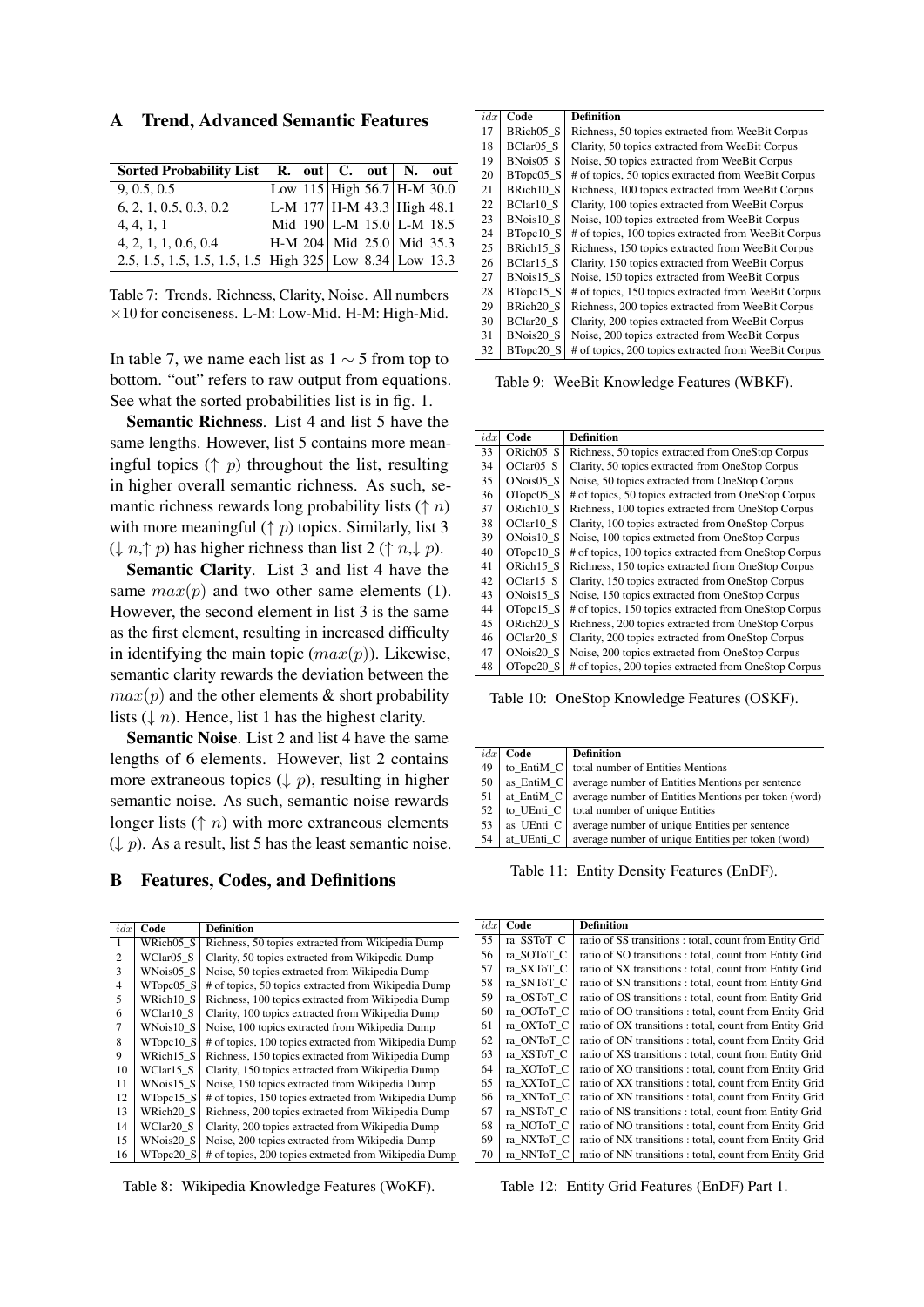## A Trend, Advanced Semantic Features

| Sorted Probability List | R. | out | C. | out | N. | out |
|---|---|---|---|---|---|---|
| 9, 0.5, 0.5 | Low | 115 | High | 56.7 | H-M | 30.0 |
| 6, 2, 1, 0.5, 0.3, 0.2 | L-M | 177 | H-M | 43.3 | High | 48.1 |
| 4, 4, 1, 1 | Mid | 190 | L-M | 15.0 | L-M | 18.5 |
| 4, 2, 1, 1, 0.6, 0.4 | H-M | 204 | Mid | 25.0 | Mid | 35.3 |
| 2.5, 1.5, 1.5, 1.5, 1.5, 1.5 | High | 325 | Low | 8.34 | Low | 13.3 |

Table 7: Trends. Richness, Clarity, Noise. All numbers $\times 10$ for conciseness. L-M: Low-Mid. H-M: High-Mid.

In table 7, we name each list as $1 \sim 5$ from top to bottom. "out" refers to raw output from equations. See what the sorted probabilities list is in fig. 1.

**Semantic Richness**. List 4 and list 5 have the same lengths. However, list 5 contains more meaningful topics ($\uparrow p$) throughout the list, resulting in higher overall semantic richness. As such, semantic richness rewards long probability lists ($\uparrow n$) with more meaningful ($\uparrow p$) topics. Similarly, list 3 ($\downarrow n$,$\uparrow p$) has higher richness than list 2 ($\uparrow n$,$\downarrow p$).

**Semantic Clarity**. List 3 and list 4 have the same $max(p)$ and two other same elements (1). However, the second element in list 3 is the same as the first element, resulting in increased difficulty in identifying the main topic ($max(p)$). Likewise, semantic clarity rewards the deviation between the $max(p)$ and the other elements & short probability lists ($\downarrow n$). Hence, list 1 has the highest clarity.

**Semantic Noise**. List 2 and list 4 have the same lengths of 6 elements. However, list 2 contains more extraneous topics ($\downarrow p$), resulting in higher semantic noise. As such, semantic noise rewards longer lists ($\uparrow n$) with more extraneous elements ($\downarrow p$). As a result, list 5 has the least semantic noise.

## B Features, Codes, and Definitions

| $idx$ | Code | Definition |
|---|---|---|
| 1 | WRich05_S | Richness, 50 topics extracted from Wikipedia Dump |
| 2 | WClar05_S | Clarity, 50 topics extracted from Wikipedia Dump |
| 3 | WNois05_S | Noise, 50 topics extracted from Wikipedia Dump |
| 4 | WTopc05_S | # of topics, 50 topics extracted from Wikipedia Dump |
| 5 | WRich10_S | Richness, 100 topics extracted from Wikipedia Dump |
| 6 | WClar10_S | Clarity, 100 topics extracted from Wikipedia Dump |
| 7 | WNois10_S | Noise, 100 topics extracted from Wikipedia Dump |
| 8 | WTopc10_S | # of topics, 100 topics extracted from Wikipedia Dump |
| 9 | WRich15_S | Richness, 150 topics extracted from Wikipedia Dump |
| 10 | WClar15_S | Clarity, 150 topics extracted from Wikipedia Dump |
| 11 | WNois15_S | Noise, 150 topics extracted from Wikipedia Dump |
| 12 | WTopc15_S | # of topics, 150 topics extracted from Wikipedia Dump |
| 13 | WRich20_S | Richness, 200 topics extracted from Wikipedia Dump |
| 14 | WClar20_S | Clarity, 200 topics extracted from Wikipedia Dump |
| 15 | WNois20_S | Noise, 200 topics extracted from Wikipedia Dump |
| 16 | WTopc20_S | # of topics, 200 topics extracted from Wikipedia Dump |

Table 8: Wikipedia Knowledge Features (WoKF).

| $idx$ | Code | Definition |
|---|---|---|
| 17 | BRich05_S | Richness, 50 topics extracted from WeeBit Corpus |
| 18 | BClar05_S | Clarity, 50 topics extracted from WeeBit Corpus |
| 19 | BNois05_S | Noise, 50 topics extracted from WeeBit Corpus |
| 20 | BTopc05_S | # of topics, 50 topics extracted from WeeBit Corpus |
| 21 | BRich10_S | Richness, 100 topics extracted from WeeBit Corpus |
| 22 | BClar10_S | Clarity, 100 topics extracted from WeeBit Corpus |
| 23 | BNois10_S | Noise, 100 topics extracted from WeeBit Corpus |
| 24 | BTopc10_S | # of topics, 100 topics extracted from WeeBit Corpus |
| 25 | BRich15_S | Richness, 150 topics extracted from WeeBit Corpus |
| 26 | BClar15_S | Clarity, 150 topics extracted from WeeBit Corpus |
| 27 | BNois15_S | Noise, 150 topics extracted from WeeBit Corpus |
| 28 | BTopc15_S | # of topics, 150 topics extracted from WeeBit Corpus |
| 29 | BRich20_S | Richness, 200 topics extracted from WeeBit Corpus |
| 30 | BClar20_S | Clarity, 200 topics extracted from WeeBit Corpus |
| 31 | BNois20_S | Noise, 200 topics extracted from WeeBit Corpus |
| 32 | BTopc20_S | # of topics, 200 topics extracted from WeeBit Corpus |

Table 9: WeeBit Knowledge Features (WBKF).

| $idx$ | Code | Definition |
|---|---|---|
| 33 | ORich05_S | Richness, 50 topics extracted from OneStop Corpus |
| 34 | OClar05_S | Clarity, 50 topics extracted from OneStop Corpus |
| 35 | ONois05_S | Noise, 50 topics extracted from OneStop Corpus |
| 36 | OTopc05_S | # of topics, 50 topics extracted from OneStop Corpus |
| 37 | ORich10_S | Richness, 100 topics extracted from OneStop Corpus |
| 38 | OClar10_S | Clarity, 100 topics extracted from OneStop Corpus |
| 39 | ONois10_S | Noise, 100 topics extracted from OneStop Corpus |
| 40 | OTopc10_S | # of topics, 100 topics extracted from OneStop Corpus |
| 41 | ORich15_S | Richness, 150 topics extracted from OneStop Corpus |
| 42 | OClar15_S | Clarity, 150 topics extracted from OneStop Corpus |
| 43 | ONois15_S | Noise, 150 topics extracted from OneStop Corpus |
| 44 | OTopc15_S | # of topics, 150 topics extracted from OneStop Corpus |
| 45 | ORich20_S | Richness, 200 topics extracted from OneStop Corpus |
| 46 | OClar20_S | Clarity, 200 topics extracted from OneStop Corpus |
| 47 | ONois20_S | Noise, 200 topics extracted from OneStop Corpus |
| 48 | OTopc20_S | # of topics, 200 topics extracted from OneStop Corpus |

Table 10: OneStop Knowledge Features (OSKF).

| $idx$ | Code | Definition |
|---|---|---|
| 49 | to_EntiM_C | total number of Entities Mentions |
| 50 | as_EntiM_C | average number of Entities Mentions per sentence |
| 51 | at_EntiM_C | average number of Entities Mentions per token (word) |
| 52 | to_UEnti_C | total number of unique Entities |
| 53 | as_UEnti_C | average number of unique Entities per sentence |
| 54 | at_UEnti_C | average number of unique Entities per token (word) |

Table 11: Entity Density Features (EnDF).

| $idx$ | Code | Definition |
|---|---|---|
| 55 | ra_SSToT_C | ratio of SS transitions : total, count from Entity Grid |
| 56 | ra_SOToT_C | ratio of SO transitions : total, count from Entity Grid |
| 57 | ra_SXToT_C | ratio of SX transitions : total, count from Entity Grid |
| 58 | ra_SNToT_C | ratio of SN transitions : total, count from Entity Grid |
| 59 | ra_OSToT_C | ratio of OS transitions : total, count from Entity Grid |
| 60 | ra_OOToT_C | ratio of OO transitions : total, count from Entity Grid |
| 61 | ra_OXToT_C | ratio of OX transitions : total, count from Entity Grid |
| 62 | ra_ONToT_C | ratio of ON transitions : total, count from Entity Grid |
| 63 | ra_XSToT_C | ratio of XS transitions : total, count from Entity Grid |
| 64 | ra_XOToT_C | ratio of XO transitions : total, count from Entity Grid |
| 65 | ra_XXToT_C | ratio of XX transitions : total, count from Entity Grid |
| 66 | ra_XNToT_C | ratio of XN transitions : total, count from Entity Grid |
| 67 | ra_NSToT_C | ratio of NS transitions : total, count from Entity Grid |
| 68 | ra_NOToT_C | ratio of NO transitions : total, count from Entity Grid |
| 69 | ra_NXToT_C | ratio of NX transitions : total, count from Entity Grid |
| 70 | ra_NNToT_C | ratio of NN transitions : total, count from Entity Grid |

Table 12: Entity Grid Features (EnDF) Part 1.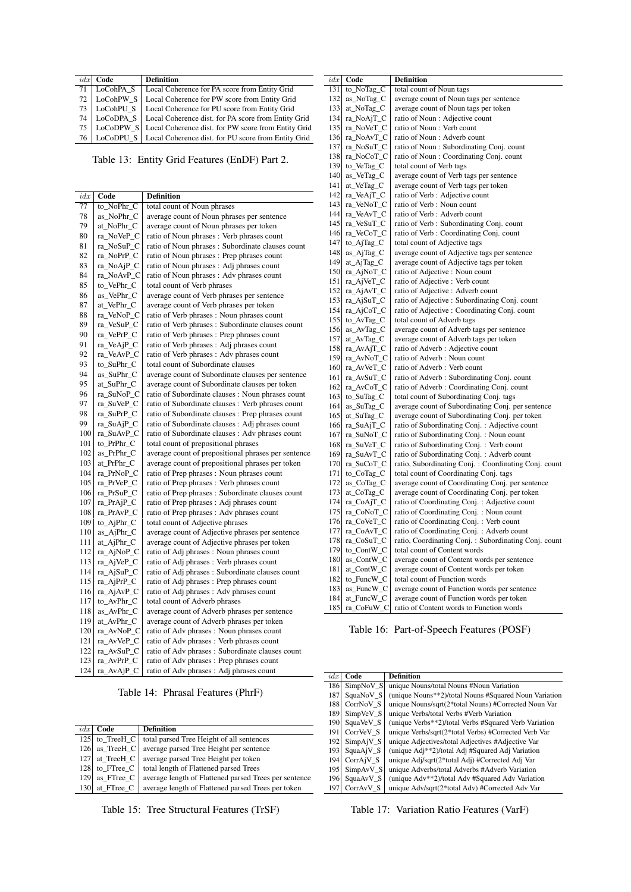| *idx* | Code | Definition |
|---|---|---|
| 71 | LoCohPA_S | Local Coherence for PA score from Entity Grid |
| 72 | LoCohPW_S | Local Coherence for PW score from Entity Grid |
| 73 | LoCohPU_S | Local Coherence for PU score from Entity Grid |
| 74 | LoCoDPA_S | Local Coherence dist. for PA score from Entity Grid |
| 75 | LoCoDPW_S | Local Coherence dist. for PW score from Entity Grid |
| 76 | LoCoDPU_S | Local Coherence dist. for PU score from Entity Grid |

Table 13: Entity Grid Features (EnDF) Part 2.

| *idx* | Code | Definition |
|---|---|---|
| 77 | to_NoPhr_C | total count of Noun phrases |
| 78 | as_NoPhr_C | average count of Noun phrases per sentence |
| 79 | at_NoPhr_C | average count of Noun phrases per token |
| 80 | ra_NoVeP_C | ratio of Noun phrases : Verb phrases count |
| 81 | ra_NoSuP_C | ratio of Noun phrases : Subordinate clauses count |
| 82 | ra_NoPrP_C | ratio of Noun phrases : Prep phrases count |
| 83 | ra_NoAjP_C | ratio of Noun phrases : Adj phrases count |
| 84 | ra_NoAvP_C | ratio of Noun phrases : Adv phrases count |
| 85 | to_VePhr_C | total count of Verb phrases |
| 86 | as_VePhr_C | average count of Verb phrases per sentence |
| 87 | at_VePhr_C | average count of Verb phrases per token |
| 88 | ra_VeNoP_C | ratio of Verb phrases : Noun phrases count |
| 89 | ra_VeSuP_C | ratio of Verb phrases : Subordinate clauses count |
| 90 | ra_VePrP_C | ratio of Verb phrases : Prep phrases count |
| 91 | ra_VeAjP_C | ratio of Verb phrases : Adj phrases count |
| 92 | ra_VeAvP_C | ratio of Verb phrases : Adv phrases count |
| 93 | to_SuPhr_C | total count of Subordinate clauses |
| 94 | as_SuPhr_C | average count of Subordinate clauses per sentence |
| 95 | at_SuPhr_C | average count of Subordinate clauses per token |
| 96 | ra_SuNoP_C | ratio of Subordinate clauses : Noun phrases count |
| 97 | ra_SuVeP_C | ratio of Subordinate clauses : Verb phrases count |
| 98 | ra_SuPrP_C | ratio of Subordinate clauses : Prep phrases count |
| 99 | ra_SuAjP_C | ratio of Subordinate clauses : Adj phrases count |
| 100 | ra_SuAvP_C | ratio of Subordinate clauses : Adv phrases count |
| 101 | to_PrPhr_C | total count of prepositional phrases |
| 102 | as_PrPhr_C | average count of prepositional phrases per sentence |
| 103 | at_PrPhr_C | average count of prepositional phrases per token |
| 104 | ra_PrNoP_C | ratio of Prep phrases : Noun phrases count |
| 105 | ra_PrVeP_C | ratio of Prep phrases : Verb phrases count |
| 106 | ra_PrSuP_C | ratio of Prep phrases : Subordinate clauses count |
| 107 | ra_PrAjP_C | ratio of Prep phrases : Adj phrases count |
| 108 | ra_PrAvP_C | ratio of Prep phrases : Adv phrases count |
| 109 | to_AjPhr_C | total count of Adjective phrases |
| 110 | as_AjPhr_C | average count of Adjective phrases per sentence |
| 111 | at_AjPhr_C | average count of Adjective phrases per token |
| 112 | ra_AjNoP_C | ratio of Adj phrases : Noun phrases count |
| 113 | ra_AjVeP_C | ratio of Adj phrases : Verb phrases count |
| 114 | ra_AjSuP_C | ratio of Adj phrases : Subordinate clauses count |
| 115 | ra_AjPrP_C | ratio of Adj phrases : Prep phrases count |
| 116 | ra_AjAvP_C | ratio of Adj phrases : Adv phrases count |
| 117 | to_AvPhr_C | total count of Adverb phrases |
| 118 | as_AvPhr_C | average count of Adverb phrases per sentence |
| 119 | at_AvPhr_C | average count of Adverb phrases per token |
| 120 | ra_AvNoP_C | ratio of Adv phrases : Noun phrases count |
| 121 | ra_AvVeP_C | ratio of Adv phrases : Verb phrases count |
| 122 | ra_AvSuP_C | ratio of Adv phrases : Subordinate clauses count |
| 123 | ra_AvPrP_C | ratio of Adv phrases : Prep phrases count |
| 124 | ra_AvAjP_C | ratio of Adv phrases : Adj phrases count |

Table 14: Phrasal Features (PhrF)

| *idx* | Code | Definition |
|---|---|---|
| 125 | to_TreeH_C | total parsed Tree Height of all sentences |
| 126 | as_TreeH_C | average parsed Tree Height per sentence |
| 127 | at_TreeH_C | average parsed Tree Height per token |
| 128 | to_FTree_C | total length of Flattened parsed Trees |
| 129 | as_FTree_C | average length of Flattened parsed Trees per sentence |
| 130 | at_FTree_C | average length of Flattened parsed Trees per token |

Table 15: Tree Structural Features (TrSF)

| *idx* | Code | Definition |
|---|---|---|
| 131 | to_NoTag_C | total count of Noun tags |
| 132 | as_NoTag_C | average count of Noun tags per sentence |
| 133 | at_NoTag_C | average count of Noun tags per token |
| 134 | ra_NoAjT_C | ratio of Noun : Adjective count |
| 135 | ra_NoVeT_C | ratio of Noun : Verb count |
| 136 | ra_NoAvT_C | ratio of Noun : Adverb count |
| 137 | ra_NoSuT_C | ratio of Noun : Subordinating Conj. count |
| 138 | ra_NoCoT_C | ratio of Noun : Coordinating Conj. count |
| 139 | to_VeTag_C | total count of Verb tags |
| 140 | as_VeTag_C | average count of Verb tags per sentence |
| 141 | at_VeTag_C | average count of Verb tags per token |
| 142 | ra_VeAjT_C | ratio of Verb : Adjective count |
| 143 | ra_VeNoT_C | ratio of Verb : Noun count |
| 144 | ra_VeAvT_C | ratio of Verb : Adverb count |
| 145 | ra_VeSuT_C | ratio of Verb : Subordinating Conj. count |
| 146 | ra_VeCoT_C | ratio of Verb : Coordinating Conj. count |
| 147 | to_AjTag_C | total count of Adjective tags |
| 148 | as_AjTag_C | average count of Adjective tags per sentence |
| 149 | at_AjTag_C | average count of Adjective tags per token |
| 150 | ra_AjNoT_C | ratio of Adjective : Noun count |
| 151 | ra_AjVeT_C | ratio of Adjective : Verb count |
| 152 | ra_AjAvT_C | ratio of Adjective : Adverb count |
| 153 | ra_AjSuT_C | ratio of Adjective : Subordinating Conj. count |
| 154 | ra_AjCoT_C | ratio of Adjective : Coordinating Conj. count |
| 155 | to_AvTag_C | total count of Adverb tags |
| 156 | as_AvTag_C | average count of Adverb tags per sentence |
| 157 | at_AvTag_C | average count of Adverb tags per token |
| 158 | ra_AvAjT_C | ratio of Adverb : Adjective count |
| 159 | ra_AvNoT_C | ratio of Adverb : Noun count |
| 160 | ra_AvVeT_C | ratio of Adverb : Verb count |
| 161 | ra_AvSuT_C | ratio of Adverb : Subordinating Conj. count |
| 162 | ra_AvCoT_C | ratio of Adverb : Coordinating Conj. count |
| 163 | to_SuTag_C | total count of Subordinating Conj. tags |
| 164 | as_SuTag_C | average count of Subordinating Conj. per sentence |
| 165 | at_SuTag_C | average count of Subordinating Conj. per token |
| 166 | ra_SuAjT_C | ratio of Subordinating Conj. : Adjective count |
| 167 | ra_SuNoT_C | ratio of Subordinating Conj. : Noun count |
| 168 | ra_SuVeT_C | ratio of Subordinating Conj. : Verb count |
| 169 | ra_SuAvT_C | ratio of Subordinating Conj. : Adverb count |
| 170 | ra_SuCoT_C | ratio, Subordinating Conj. : Coordinating Conj. count |
| 171 | to_CoTag_C | total count of Coordinating Conj. tags |
| 172 | as_CoTag_C | average count of Coordinating Conj. per sentence |
| 173 | at_CoTag_C | average count of Coordinating Conj. per token |
| 174 | ra_CoAjT_C | ratio of Coordinating Conj. : Adjective count |
| 175 | ra_CoNoT_C | ratio of Coordinating Conj. : Noun count |
| 176 | ra_CoVeT_C | ratio of Coordinating Conj. : Verb count |
| 177 | ra_CoAvT_C | ratio of Coordinating Conj. : Adverb count |
| 178 | ra_CoSuT_C | ratio, Coordinating Conj. : Subordinating Conj. count |
| 179 | to_ContW_C | total count of Content words |
| 180 | as_ContW_C | average count of Content words per sentence |
| 181 | at_ContW_C | average count of Content words per token |
| 182 | to_FuncW_C | total count of Function words |
| 183 | as_FuncW_C | average count of Function words per sentence |
| 184 | at_FuncW_C | average count of Function words per token |
| 185 | ra_CoFuW_C | ratio of Content words to Function words |

Table 16: Part-of-Speech Features (POSF)

| *idx* | Code | Definition |
|---|---|---|
| 186 | SimpNoV_S | unique Nouns/total Nouns #Noun Variation |
| 187 | SquaNoV_S | (unique Nouns**2)/total Nouns #Squared Noun Variation |
| 188 | CorrNoV_S | unique Nouns/sqrt(2*total Nouns) #Corrected Noun Var |
| 189 | SimpVeV_S | unique Verbs/total Verbs #Verb Variation |
| 190 | SquaVeV_S | (unique Verbs**2)/total Verbs #Squared Verb Variation |
| 191 | CorrVeV_S | unique Verbs/sqrt(2*total Verbs) #Corrected Verb Var |
| 192 | SimpAjV_S | unique Adjectives/total Adjectives #Adjective Var |
| 193 | SquaAjV_S | (unique Adj**2)/total Adj #Squared Adj Variation |
| 194 | CorrAjV_S | unique Adj/sqrt(2*total Adj) #Corrected Adj Var |
| 195 | SimpAvV_S | unique Adverbs/total Adverbs #Adverb Variation |
| 196 | SquaAvV_S | (unique Adv**2)/total Adv #Squared Adv Variation |
| 197 | CorrAvV_S | unique Adv/sqrt(2*total Adv) #Corrected Adv Var |

Table 17: Variation Ratio Features (VarF)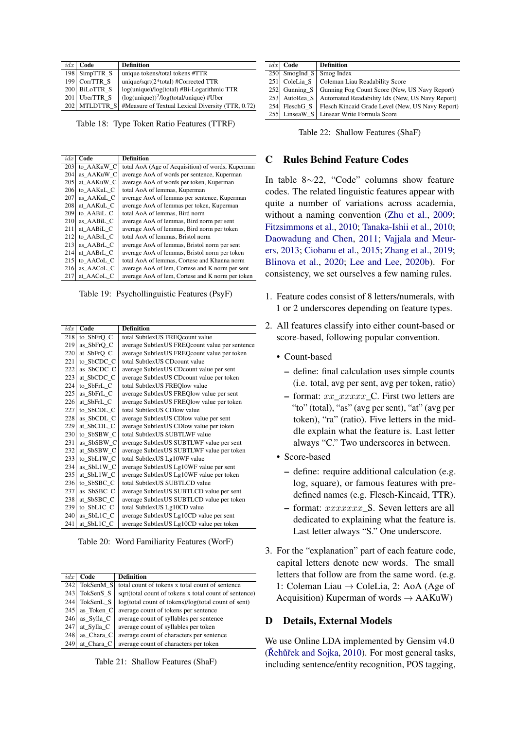| *idx* | Code | Definition |
|---|---|---|
| 198 | SimpTTR_S | unique tokens/total tokens #TTR |
| 199 | CorrTTR_S | unique/sqrt(2*total) #Corrected TTR |
| 200 | BiLoTTR_S | log(unique)/log(total) #Bi-Logarithmic TTR |
| 201 | UberTTR_S | $(\log(\text{unique}))^2/\log(\text{total}/\text{unique})$ #Uber |
| 202 | MTLDTTR_S | #Measure of Textual Lexical Diversity (TTR, 0.72) |

Table 18: Type Token Ratio Features (TTRF)

| *idx* | Code | Definition |
|---|---|---|
| 203 | to_AAKuW_C | total AoA (Age of Acquisition) of words, Kuperman |
| 204 | as_AAKuW_C | average AoA of words per sentence, Kuperman |
| 205 | at_AAKuW_C | average AoA of words per token, Kuperman |
| 206 | to_AAKuL_C | total AoA of lemmas, Kuperman |
| 207 | as_AAKuL_C | average AoA of lemmas per sentence, Kuperman |
| 208 | at_AAKuL_C | average AoA of lemmas per token, Kuperman |
| 209 | to_AABiL_C | total AoA of lemmas, Bird norm |
| 210 | as_AABiL_C | average AoA of lemmas, Bird norm per sent |
| 211 | at_AABiL_C | average AoA of lemmas, Bird norm per token |
| 212 | to_AABrL_C | total AoA of lemmas, Bristol norm |
| 213 | as_AABrL_C | average AoA of lemmas, Bristol norm per sent |
| 214 | at_AABrL_C | average AoA of lemmas, Bristol norm per token |
| 215 | to_AACoL_C | total AoA of lemmas, Cortese and Khanna norm |
| 216 | as_AACoL_C | average AoA of lem, Cortese and K norm per sent |
| 217 | at_AACoL_C | average AoA of lem, Cortese and K norm per token |

Table 19: Psychollinguistic Features (PsyF)

| *idx* | Code | Definition |
|---|---|---|
| 218 | to_SbFrQ_C | total SubtlexUS FREQcount value |
| 219 | as_SbFrQ_C | average SubtlexUS FREQcount value per sentence |
| 220 | at_SbFrQ_C | average SubtlexUS FREQcount value per token |
| 221 | to_SbCDC_C | total SubtlexUS CDcount value |
| 222 | as_SbCDC_C | average SubtlexUS CDcount value per sent |
| 223 | at_SbCDC_C | average SubtlexUS CDcount value per token |
| 224 | to_SbFrL_C | total SubtlexUS FREQlow value |
| 225 | as_SbFrL_C | average SubtlexUS FREQlow value per sent |
| 226 | at_SbFrL_C | average SubtlexUS FREQlow value per token |
| 227 | to_SbCDL_C | total SubtlexUS CDlow value |
| 228 | as_SbCDL_C | average SubtlexUS CDlow value per sent |
| 229 | at_SbCDL_C | average SubtlexUS CDlow value per token |
| 230 | to_SbSBW_C | total SubtlexUS SUBTLWF value |
| 231 | as_SbSBW_C | average SubtlexUS SUBTLWF value per sent |
| 232 | at_SbSBW_C | average SubtlexUS SUBTLWF value per token |
| 233 | to_SbL1W_C | total SubtlexUS Lg10WF value |
| 234 | as_SbL1W_C | average SubtlexUS Lg10WF value per sent |
| 235 | at_SbL1W_C | average SubtlexUS Lg10WF value per token |
| 236 | to_SbSBC_C | total SubtlexUS SUBTLCD value |
| 237 | as_SbSBC_C | average SubtlexUS SUBTLCD value per sent |
| 238 | at_SbSBC_C | average SubtlexUS SUBTLCD value per token |
| 239 | to_SbL1C_C | total SubtlexUS Lg10CD value |
| 240 | as_SbL1C_C | average SubtlexUS Lg10CD value per sent |
| 241 | at_SbL1C_C | average SubtlexUS Lg10CD value per token |

Table 20: Word Familiarity Features (WorF)

| *idx* | Code | Definition |
|---|---|---|
| 242 | TokSenM_S | total count of tokens x total count of sentence |
| 243 | TokSenS_S | sqrt(total count of tokens x total count of sentence) |
| 244 | TokSenL_S | log(total count of tokens)/log(total count of sent) |
| 245 | as_Token_C | average count of tokens per sentence |
| 246 | as_Sylla_C | average count of syllables per sentence |
| 247 | at_Sylla_C | average count of syllables per token |
| 248 | as_Chara_C | average count of characters per sentence |
| 249 | at_Chara_C | average count of characters per token |

Table 21: Shallow Features (ShaF)

| *idx* | Code | Definition |
|---|---|---|
| 250 | SmogInd_S | Smog Index |
| 251 | ColeLia_S | Coleman Liau Readability Score |
| 252 | Gunning_S | Gunning Fog Count Score (New, US Navy Report) |
| 253 | AutoRea_S | Automated Readability Idx (New, US Navy Report) |
| 254 | FleschG_S | Flesch Kincaid Grade Level (New, US Navy Report) |
| 255 | LinseaW_S | Linsear Write Formula Score |

Table 22: Shallow Features (ShaF)

## C Rules Behind Feature Codes

In table 8∼22, "Code" columns show feature codes. The related linguistic features appear with quite a number of variations across academia, without a naming convention (Zhu et al., 2009; Fitzsimmons et al., 2010; Tanaka-Ishii et al., 2010; Daowadung and Chen, 2011; Vajjala and Meurers, 2013; Ciobanu et al., 2015; Zhang et al., 2019; Blinova et al., 2020; Lee and Lee, 2020b). For consistency, we set ourselves a few naming rules.

1. Feature codes consist of 8 letters/numerals, with 1 or 2 underscores depending on feature types.
2. All features classify into either count-based or score-based, following popular convention.
   - Count-based
     - define: final calculation uses simple counts (i.e. total, avg per sent, avg per token, ratio)
     - format: $xx\_xxxxx$_C. First two letters are "to" (total), "as" (avg per sent), "at" (avg per token), "ra" (ratio). Five letters in the middle explain what the feature is. Last letter always "C." Two underscores in between.
   - Score-based
     - define: require additional calculation (e.g. log, square), or famous features with predefined names (e.g. Flesch-Kincaid, TTR).
     - format: $xxxxxxx$_S. Seven letters are all dedicated to explaining what the feature is. Last letter always "S." One underscore.
3. For the "explanation" part of each feature code, capital letters denote new words. The small letters that follow are from the same word. (e.g. 1: Coleman Liau → ColeLia, 2: AoA (Age of Acquisition) Kuperman of words → AAKuW)

## D Details, External Models

We use Online LDA implemented by Gensim v4.0 (Řehůřek and Sojka, 2010). For most general tasks, including sentence/entity recognition, POS tagging,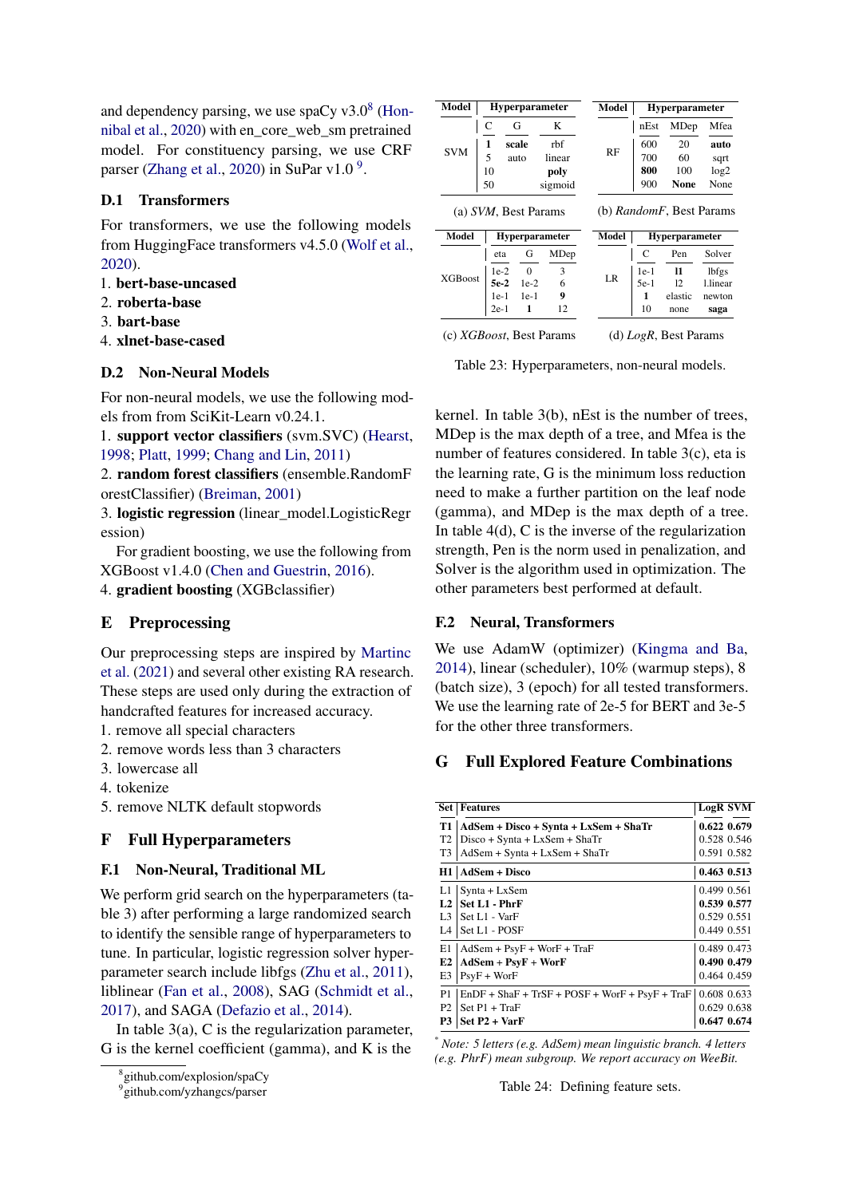and dependency parsing, we use spaCy v3.0[8] (Honnibal et al., 2020) with en_core_web_sm pretrained model. For constituency parsing, we use CRF parser (Zhang et al., 2020) in SuPar v1.0 [9].

### D.1 Transformers

For transformers, we use the following models from HuggingFace transformers v4.5.0 (Wolf et al., 2020).

1. **bert-base-uncased**
2. **roberta-base**
3. **bart-base**
4. **xlnet-base-cased**

### D.2 Non-Neural Models

For non-neural models, we use the following models from from SciKit-Learn v0.24.1.

1. **support vector classifiers** (svm.SVC) (Hearst, 1998; Platt, 1999; Chang and Lin, 2011)
2. **random forest classifiers** (ensemble.RandomForestClassifier) (Breiman, 2001)
3. **logistic regression** (linear_model.LogisticRegression)

For gradient boosting, we use the following from XGBoost v1.4.0 (Chen and Guestrin, 2016).

4. **gradient boosting** (XGBclassifier)

## E Preprocessing

Our preprocessing steps are inspired by Martinc et al. (2021) and several other existing RA research. These steps are used only during the extraction of handcrafted features for increased accuracy.

1. remove all special characters
2. remove words less than 3 characters
3. lowercase all
4. tokenize
5. remove NLTK default stopwords

## F Full Hyperparameters

### F.1 Non-Neural, Traditional ML

We perform grid search on the hyperparameters (table 3) after performing a large randomized search to identify the sensible range of hyperparameters to tune. In particular, logistic regression solver hyperparameter search include libfgs (Zhu et al., 2011), liblinear (Fan et al., 2008), SAG (Schmidt et al., 2017), and SAGA (Defazio et al., 2014).

In table 3(a), C is the regularization parameter, G is the kernel coefficient (gamma), and K is the kernel. In table 3(b), nEst is the number of trees, MDep is the max depth of a tree, and Mfea is the number of features considered. In table 3(c), eta is the learning rate, G is the minimum loss reduction need to make a further partition on the leaf node (gamma), and MDep is the max depth of a tree. In table 4(d), C is the inverse of the regularization strength, Pen is the norm used in penalization, and Solver is the algorithm used in optimization. The other parameters best performed at default.

| Model | C | G | K |
|---|---|---|---|
| SVM | **1** | **scale** | rbf |
| | 5 | auto | linear |
| | 10 | | **poly** |
| | 50 | | sigmoid |

(a) *SVM*, Best Params

| Model | nEst | MDep | Mfea |
|---|---|---|---|
| RF | 600 | 20 | **auto** |
| | 700 | 60 | sqrt |
| | **800** | 100 | log2 |
| | 900 | **None** | None |

(b) *RandomF*, Best Params

| Model | eta | G | MDep |
|---|---|---|---|
| XGBoost | 1e-2 | 0 | 3 |
| | **5e-2** | 1e-2 | 6 |
| | 1e-1 | 1e-1 | **9** |
| | 2e-1 | **1** | 12 |

(c) *XGBoost*, Best Params

| Model | C | Pen | Solver |
|---|---|---|---|
| LR | 1e-1 | **l1** | lbfgs |
| | 5e-1 | l2 | l.linear |
| | **1** | elastic | newton |
| | 10 | none | **saga** |

(d) *LogR*, Best Params

Table 23: Hyperparameters, non-neural models.

### F.2 Neural, Transformers

We use AdamW (optimizer) (Kingma and Ba, 2014), linear (scheduler), 10% (warmup steps), 8 (batch size), 3 (epoch) for all tested transformers. We use the learning rate of 2e-5 for BERT and 3e-5 for the other three transformers.

## G Full Explored Feature Combinations

| Set | Features | LogR | SVM |
|---|---|---|---|
| **T1** | **AdSem + Disco + Synta + LxSem + ShaTr** | **0.622** | **0.679** |
| T2 | Disco + Synta + LxSem + ShaTr | 0.528 | 0.546 |
| T3 | AdSem + Synta + LxSem + ShaTr | 0.591 | 0.582 |
| **H1** | **AdSem + Disco** | **0.463** | **0.513** |
| L1 | Synta + LxSem | 0.499 | 0.561 |
| **L2** | **Set L1 - PhrF** | **0.539** | **0.577** |
| L3 | Set L1 - VarF | 0.529 | 0.551 |
| L4 | Set L1 - POSF | 0.449 | 0.551 |
| E1 | AdSem + PsyF + WorF + TraF | 0.489 | 0.473 |
| **E2** | **AdSem + PsyF + WorF** | **0.490** | **0.479** |
| E3 | PsyF + WorF | 0.464 | 0.459 |
| P1 | EnDF + ShaF + TrSF + POSF + WorF + PsyF + TraF | 0.608 | 0.633 |
| P2 | Set P1 + TraF | 0.629 | 0.638 |
| **P3** | **Set P2 + VarF** | **0.647** | **0.674** |

\* *Note: 5 letters (e.g. AdSem) mean linguistic branch. 4 letters (e.g. PhrF) mean subgroup. We report accuracy on WeeBit.*

Table 24: Defining feature sets.

[8] github.com/explosion/spaCy

[9] github.com/yzhangcs/parser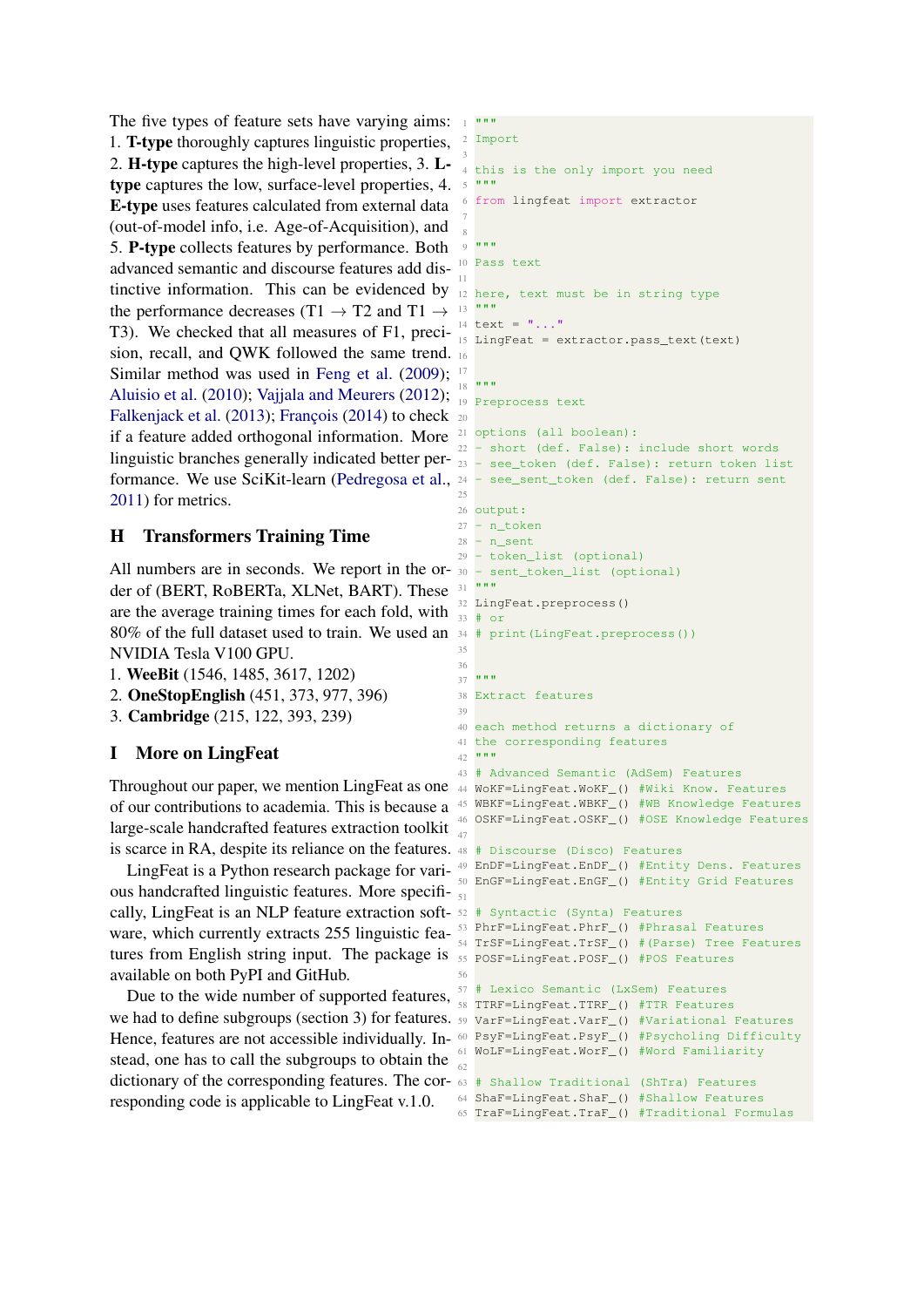The five types of feature sets have varying aims: 1. **T-type** thoroughly captures linguistic properties, 2. **H-type** captures the high-level properties, 3. **L-type** captures the low, surface-level properties, 4. **E-type** uses features calculated from external data (out-of-model info, i.e. Age-of-Acquisition), and 5. **P-type** collects features by performance. Both advanced semantic and discourse features add distinctive information. This can be evidenced by the performance decreases (T1 → T2 and T1 → T3). We checked that all measures of F1, precision, recall, and QWK followed the same trend. Similar method was used in Feng et al. (2009); Aluisio et al. (2010); Vajjala and Meurers (2012); Falkenjack et al. (2013); François (2014) to check if a feature added orthogonal information. More linguistic branches generally indicated better performance. We use SciKit-learn (Pedregosa et al., 2011) for metrics.

## H Transformers Training Time

All numbers are in seconds. We report in the order of (BERT, RoBERTa, XLNet, BART). These are the average training times for each fold, with 80% of the full dataset used to train. We used an NVIDIA Tesla V100 GPU.

1. **WeeBit** (1546, 1485, 3617, 1202)
2. **OneStopEnglish** (451, 373, 977, 396)
3. **Cambridge** (215, 122, 393, 239)

## I More on LingFeat

Throughout our paper, we mention LingFeat as one of our contributions to academia. This is because a large-scale handcrafted features extraction toolkit is scarce in RA, despite its reliance on the features.

LingFeat is a Python research package for various handcrafted linguistic features. More specifically, LingFeat is an NLP feature extraction software, which currently extracts 255 linguistic features from English string input. The package is available on both PyPI and GitHub.

Due to the wide number of supported features, we had to define subgroups (section 3) for features. Hence, features are not accessible individually. Instead, one has to call the subgroups to obtain the dictionary of the corresponding features. The corresponding code is applicable to LingFeat v.1.0.

```
"""
Import

this is the only import you need
"""
from lingfeat import extractor


"""
Pass text

here, text must be in string type
"""
text = "..."
LingFeat = extractor.pass_text(text)


"""
Preprocess text

options (all boolean):
- short (def. False): include short words
- see_token (def. False): return token list
- see_sent_token (def. False): return sent

output:
- n_token
- n_sent
- token_list (optional)
- sent_token_list (optional)
"""
LingFeat.preprocess()
# or
# print(LingFeat.preprocess())


"""
Extract features

each method returns a dictionary of
the corresponding features
"""
# Advanced Semantic (AdSem) Features
WoKF=LingFeat.WoKF_() #Wiki Know. Features
WBKF=LingFeat.WBKF_() #WB Knowledge Features
OSKF=LingFeat.OSKF_() #OSE Knowledge Features

# Discourse (Disco) Features
EnDF=LingFeat.EnDF_() #Entity Dens. Features
EnGF=LingFeat.EnGF_() #Entity Grid Features

# Syntactic (Synta) Features
PhrF=LingFeat.PhrF_() #Phrasal Features
TrSF=LingFeat.TrSF_() #(Parse) Tree Features
POSF=LingFeat.POSF_() #POS Features

# Lexico Semantic (LxSem) Features
TTRF=LingFeat.TTRF_() #TTR Features
VarF=LingFeat.VarF_() #Variational Features
PsyF=LingFeat.PsyF_() #Psycholing Difficulty
WoLF=LingFeat.WorF_() #Word Familiarity

# Shallow Traditional (ShTra) Features
ShaF=LingFeat.ShaF_() #Shallow Features
TraF=LingFeat.TraF_() #Traditional Formulas
```